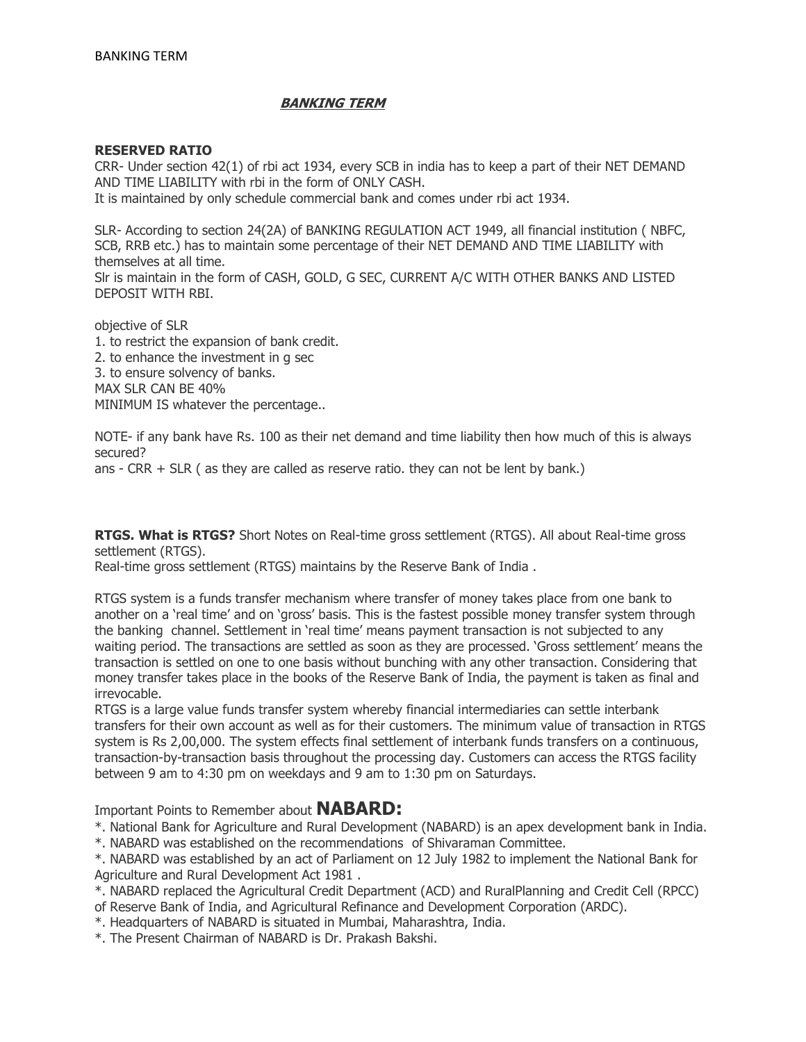# ***BANKING TERM***

**RESERVED RATIO**

CRR- Under section 42(1) of rbi act 1934, every SCB in india has to keep a part of their NET DEMAND AND TIME LIABILITY with rbi in the form of ONLY CASH.
It is maintained by only schedule commercial bank and comes under rbi act 1934.

SLR- According to section 24(2A) of BANKING REGULATION ACT 1949, all financial institution ( NBFC, SCB, RRB etc.) has to maintain some percentage of their NET DEMAND AND TIME LIABILITY with themselves at all time.
Slr is maintain in the form of CASH, GOLD, G SEC, CURRENT A/C WITH OTHER BANKS AND LISTED DEPOSIT WITH RBI.

objective of SLR
1. to restrict the expansion of bank credit.
2. to enhance the investment in g sec
3. to ensure solvency of banks.
MAX SLR CAN BE 40%
MINIMUM IS whatever the percentage..

NOTE- if any bank have Rs. 100 as their net demand and time liability then how much of this is always secured?
ans - CRR + SLR ( as they are called as reserve ratio. they can not be lent by bank.)

**RTGS. What is RTGS?** Short Notes on Real-time gross settlement (RTGS). All about Real-time gross settlement (RTGS).
Real-time gross settlement (RTGS) maintains by the Reserve Bank of India .

RTGS system is a funds transfer mechanism where transfer of money takes place from one bank to another on a 'real time' and on 'gross' basis. This is the fastest possible money transfer system through the banking channel. Settlement in 'real time' means payment transaction is not subjected to any waiting period. The transactions are settled as soon as they are processed. 'Gross settlement' means the transaction is settled on one to one basis without bunching with any other transaction. Considering that money transfer takes place in the books of the Reserve Bank of India, the payment is taken as final and irrevocable.
RTGS is a large value funds transfer system whereby financial intermediaries can settle interbank transfers for their own account as well as for their customers. The minimum value of transaction in RTGS system is Rs 2,00,000. The system effects final settlement of interbank funds transfers on a continuous, transaction-by-transaction basis throughout the processing day. Customers can access the RTGS facility between 9 am to 4:30 pm on weekdays and 9 am to 1:30 pm on Saturdays.

Important Points to Remember about **NABARD:**

*. National Bank for Agriculture and Rural Development (NABARD) is an apex development bank in India.
*. NABARD was established on the recommendations of Shivaraman Committee.
*. NABARD was established by an act of Parliament on 12 July 1982 to implement the National Bank for Agriculture and Rural Development Act 1981 .
*. NABARD replaced the Agricultural Credit Department (ACD) and RuralPlanning and Credit Cell (RPCC) of Reserve Bank of India, and Agricultural Refinance and Development Corporation (ARDC).
*. Headquarters of NABARD is situated in Mumbai, Maharashtra, India.
*. The Present Chairman of NABARD is Dr. Prakash Bakshi.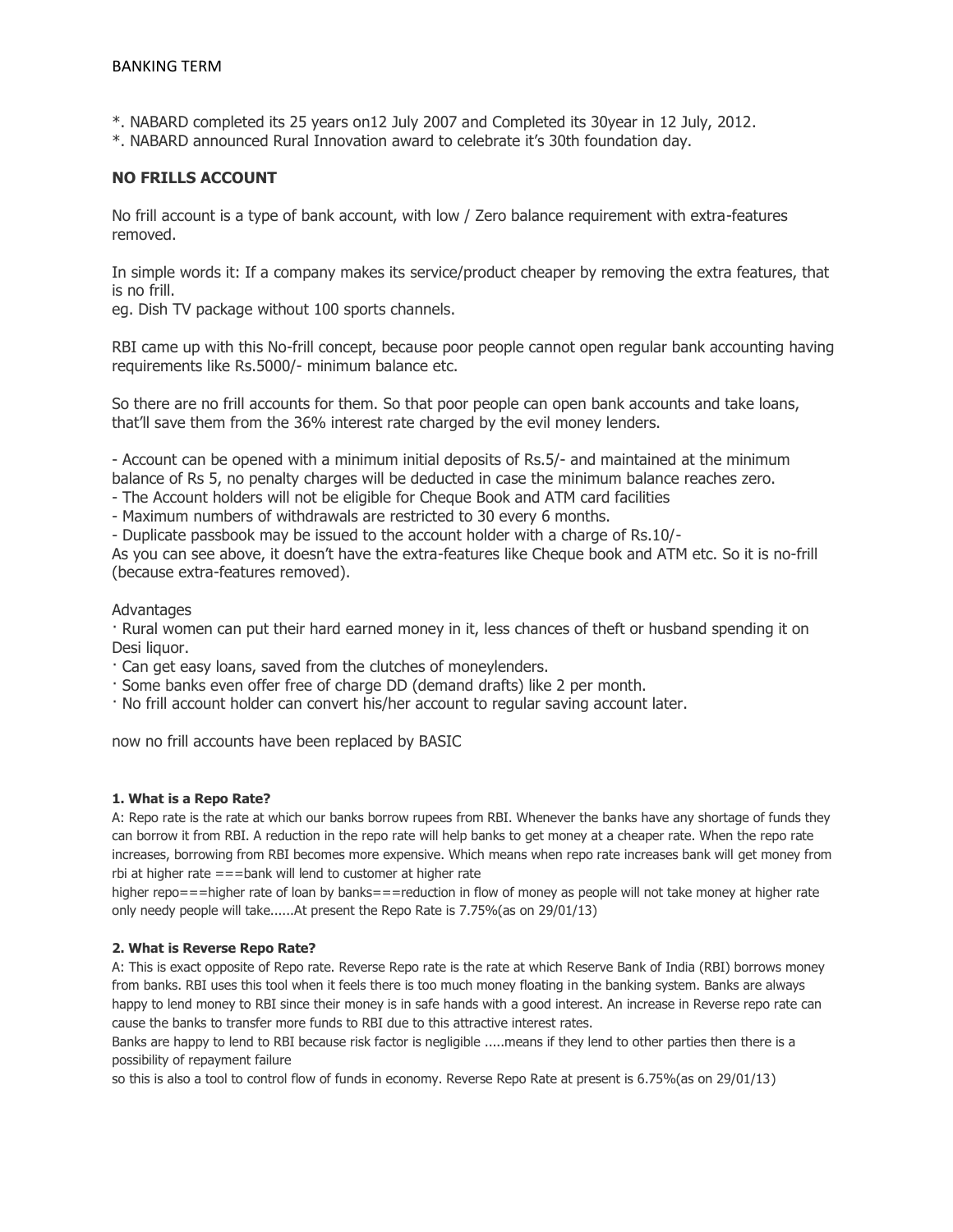*. NABARD completed its 25 years on12 July 2007 and Completed its 30year in 12 July, 2012.
*. NABARD announced Rural Innovation award to celebrate it's 30th foundation day.

## NO FRILLS ACCOUNT

No frill account is a type of bank account, with low / Zero balance requirement with extra-features removed.

In simple words it: If a company makes its service/product cheaper by removing the extra features, that is no frill.
eg. Dish TV package without 100 sports channels.

RBI came up with this No-frill concept, because poor people cannot open regular bank accounting having requirements like Rs.5000/- minimum balance etc.

So there are no frill accounts for them. So that poor people can open bank accounts and take loans, that'll save them from the 36% interest rate charged by the evil money lenders.

- Account can be opened with a minimum initial deposits of Rs.5/- and maintained at the minimum balance of Rs 5, no penalty charges will be deducted in case the minimum balance reaches zero.
- The Account holders will not be eligible for Cheque Book and ATM card facilities
- Maximum numbers of withdrawals are restricted to 30 every 6 months.
- Duplicate passbook may be issued to the account holder with a charge of Rs.10/-

As you can see above, it doesn't have the extra-features like Cheque book and ATM etc. So it is no-frill (because extra-features removed).

Advantages

· Rural women can put their hard earned money in it, less chances of theft or husband spending it on Desi liquor.
· Can get easy loans, saved from the clutches of moneylenders.
· Some banks even offer free of charge DD (demand drafts) like 2 per month.
· No frill account holder can convert his/her account to regular saving account later.

now no frill accounts have been replaced by BASIC

#### 1. What is a Repo Rate?

A: Repo rate is the rate at which our banks borrow rupees from RBI. Whenever the banks have any shortage of funds they can borrow it from RBI. A reduction in the repo rate will help banks to get money at a cheaper rate. When the repo rate increases, borrowing from RBI becomes more expensive. Which means when repo rate increases bank will get money from rbi at higher rate ===bank will lend to customer at higher rate

higher repo===higher rate of loan by banks===reduction in flow of money as people will not take money at higher rate only needy people will take......At present the Repo Rate is 7.75%(as on 29/01/13)

#### 2. What is Reverse Repo Rate?

A: This is exact opposite of Repo rate. Reverse Repo rate is the rate at which Reserve Bank of India (RBI) borrows money from banks. RBI uses this tool when it feels there is too much money floating in the banking system. Banks are always happy to lend money to RBI since their money is in safe hands with a good interest. An increase in Reverse repo rate can cause the banks to transfer more funds to RBI due to this attractive interest rates.

Banks are happy to lend to RBI because risk factor is negligible .....means if they lend to other parties then there is a possibility of repayment failure

so this is also a tool to control flow of funds in economy. Reverse Repo Rate at present is 6.75%(as on 29/01/13)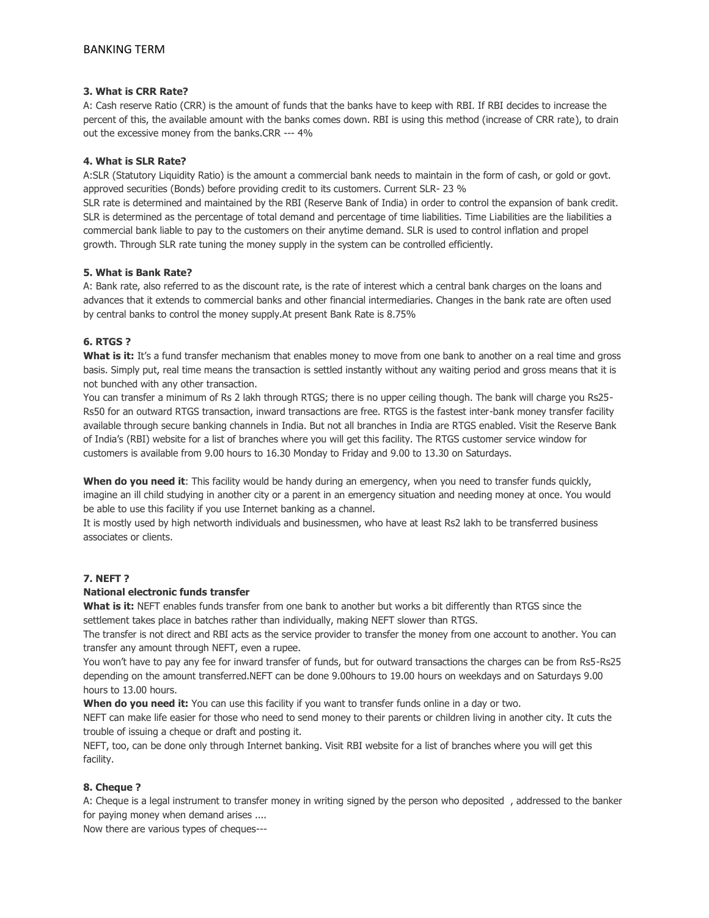**3. What is CRR Rate?**

A: Cash reserve Ratio (CRR) is the amount of funds that the banks have to keep with RBI. If RBI decides to increase the percent of this, the available amount with the banks comes down. RBI is using this method (increase of CRR rate), to drain out the excessive money from the banks.CRR --- 4%

**4. What is SLR Rate?**

A:SLR (Statutory Liquidity Ratio) is the amount a commercial bank needs to maintain in the form of cash, or gold or govt. approved securities (Bonds) before providing credit to its customers. Current SLR- 23 %

SLR rate is determined and maintained by the RBI (Reserve Bank of India) in order to control the expansion of bank credit. SLR is determined as the percentage of total demand and percentage of time liabilities. Time Liabilities are the liabilities a commercial bank liable to pay to the customers on their anytime demand. SLR is used to control inflation and propel growth. Through SLR rate tuning the money supply in the system can be controlled efficiently.

**5. What is Bank Rate?**

A: Bank rate, also referred to as the discount rate, is the rate of interest which a central bank charges on the loans and advances that it extends to commercial banks and other financial intermediaries. Changes in the bank rate are often used by central banks to control the money supply.At present Bank Rate is 8.75%

**6. RTGS ?**

**What is it:** It's a fund transfer mechanism that enables money to move from one bank to another on a real time and gross basis. Simply put, real time means the transaction is settled instantly without any waiting period and gross means that it is not bunched with any other transaction.

You can transfer a minimum of Rs 2 lakh through RTGS; there is no upper ceiling though. The bank will charge you Rs25-Rs50 for an outward RTGS transaction, inward transactions are free. RTGS is the fastest inter-bank money transfer facility available through secure banking channels in India. But not all branches in India are RTGS enabled. Visit the Reserve Bank of India's (RBI) website for a list of branches where you will get this facility. The RTGS customer service window for customers is available from 9.00 hours to 16.30 Monday to Friday and 9.00 to 13.30 on Saturdays.

**When do you need it**: This facility would be handy during an emergency, when you need to transfer funds quickly, imagine an ill child studying in another city or a parent in an emergency situation and needing money at once. You would be able to use this facility if you use Internet banking as a channel.

It is mostly used by high networth individuals and businessmen, who have at least Rs2 lakh to be transferred business associates or clients.

**7. NEFT ?**

**National electronic funds transfer**

**What is it:** NEFT enables funds transfer from one bank to another but works a bit differently than RTGS since the settlement takes place in batches rather than individually, making NEFT slower than RTGS.

The transfer is not direct and RBI acts as the service provider to transfer the money from one account to another. You can transfer any amount through NEFT, even a rupee.

You won't have to pay any fee for inward transfer of funds, but for outward transactions the charges can be from Rs5-Rs25 depending on the amount transferred.NEFT can be done 9.00hours to 19.00 hours on weekdays and on Saturdays 9.00 hours to 13.00 hours.

**When do you need it:** You can use this facility if you want to transfer funds online in a day or two.

NEFT can make life easier for those who need to send money to their parents or children living in another city. It cuts the trouble of issuing a cheque or draft and posting it.

NEFT, too, can be done only through Internet banking. Visit RBI website for a list of branches where you will get this facility.

**8. Cheque ?**

A: Cheque is a legal instrument to transfer money in writing signed by the person who deposited , addressed to the banker for paying money when demand arises ....

Now there are various types of cheques---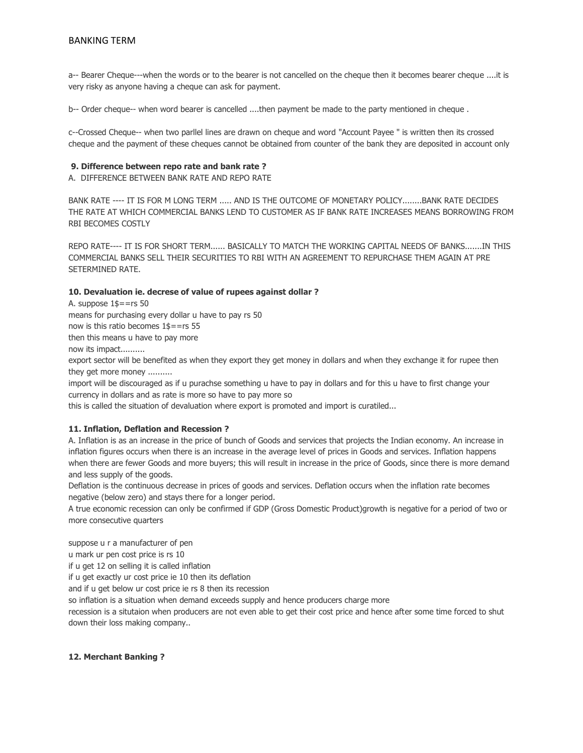a-- Bearer Cheque---when the words or to the bearer is not cancelled on the cheque then it becomes bearer cheque ....it is very risky as anyone having a cheque can ask for payment.

b-- Order cheque-- when word bearer is cancelled ....then payment be made to the party mentioned in cheque .

c--Crossed Cheque-- when two parllel lines are drawn on cheque and word "Account Payee " is written then its crossed cheque and the payment of these cheques cannot be obtained from counter of the bank they are deposited in account only

**9. Difference between repo rate and bank rate ?**

A. DIFFERENCE BETWEEN BANK RATE AND REPO RATE

BANK RATE ---- IT IS FOR M LONG TERM ..... AND IS THE OUTCOME OF MONETARY POLICY........BANK RATE DECIDES THE RATE AT WHICH COMMERCIAL BANKS LEND TO CUSTOMER AS IF BANK RATE INCREASES MEANS BORROWING FROM RBI BECOMES COSTLY

REPO RATE---- IT IS FOR SHORT TERM...... BASICALLY TO MATCH THE WORKING CAPITAL NEEDS OF BANKS.......IN THIS COMMERCIAL BANKS SELL THEIR SECURITIES TO RBI WITH AN AGREEMENT TO REPURCHASE THEM AGAIN AT PRE SETERMINED RATE.

**10. Devaluation ie. decrese of value of rupees against dollar ?**

A. suppose 1$==rs 50
means for purchasing every dollar u have to pay rs 50
now is this ratio becomes 1$==rs 55
then this means u have to pay more
now its impact..........
export sector will be benefited as when they export they get money in dollars and when they exchange it for rupee then they get more money ..........
import will be discouraged as if u purachse something u have to pay in dollars and for this u have to first change your currency in dollars and as rate is more so have to pay more so
this is called the situation of devaluation where export is promoted and import is curatiled...

**11. Inflation, Deflation and Recession ?**

A. Inflation is as an increase in the price of bunch of Goods and services that projects the Indian economy. An increase in inflation figures occurs when there is an increase in the average level of prices in Goods and services. Inflation happens when there are fewer Goods and more buyers; this will result in increase in the price of Goods, since there is more demand and less supply of the goods.
Deflation is the continuous decrease in prices of goods and services. Deflation occurs when the inflation rate becomes negative (below zero) and stays there for a longer period.
A true economic recession can only be confirmed if GDP (Gross Domestic Product)growth is negative for a period of two or more consecutive quarters

suppose u r a manufacturer of pen
u mark ur pen cost price is rs 10
if u get 12 on selling it is called inflation
if u get exactly ur cost price ie 10 then its deflation
and if u get below ur cost price ie rs 8 then its recession
so inflation is a situation when demand exceeds supply and hence producers charge more
recession is a situtaion when producers are not even able to get their cost price and hence after some time forced to shut down their loss making company..

**12. Merchant Banking ?**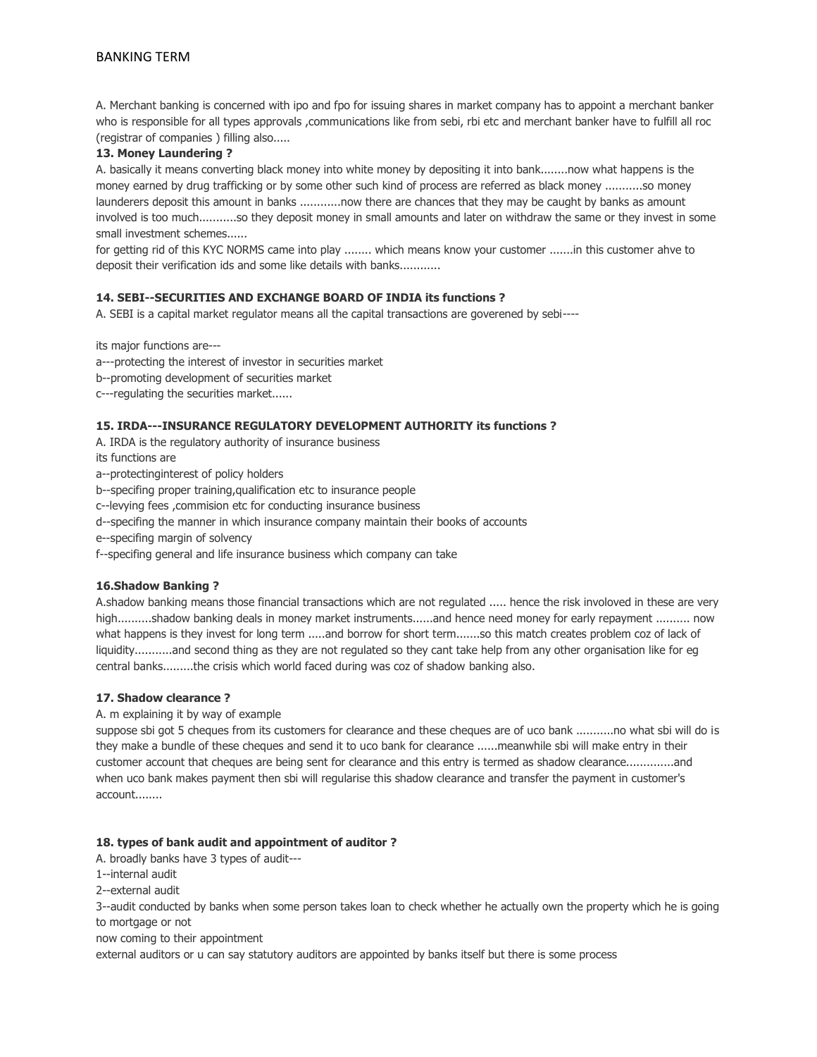A. Merchant banking is concerned with ipo and fpo for issuing shares in market company has to appoint a merchant banker who is responsible for all types approvals ,communications like from sebi, rbi etc and merchant banker have to fulfill all roc (registrar of companies ) filling also.....

**13. Money Laundering ?**

A. basically it means converting black money into white money by depositing it into bank........now what happens is the money earned by drug trafficking or by some other such kind of process are referred as black money ...........so money launderers deposit this amount in banks ............now there are chances that they may be caught by banks as amount involved is too much...........so they deposit money in small amounts and later on withdraw the same or they invest in some small investment schemes......

for getting rid of this KYC NORMS came into play ........ which means know your customer .......in this customer ahve to deposit their verification ids and some like details with banks............

**14. SEBI--SECURITIES AND EXCHANGE BOARD OF INDIA its functions ?**

A. SEBI is a capital market regulator means all the capital transactions are goverened by sebi----

its major functions are---

a---protecting the interest of investor in securities market

b--promoting development of securities market

c---regulating the securities market......

**15. IRDA---INSURANCE REGULATORY DEVELOPMENT AUTHORITY its functions ?**

A. IRDA is the regulatory authority of insurance business

its functions are

a--protectinginterest of policy holders

b--specifing proper training,qualification etc to insurance people

c--levying fees ,commision etc for conducting insurance business

d--specifing the manner in which insurance company maintain their books of accounts

e--specifing margin of solvency

f--specifing general and life insurance business which company can take

**16.Shadow Banking ?**

A.shadow banking means those financial transactions which are not regulated ..... hence the risk involoved in these are very high..........shadow banking deals in money market instruments......and hence need money for early repayment .......... now what happens is they invest for long term .....and borrow for short term.......so this match creates problem coz of lack of liquidity...........and second thing as they are not regulated so they cant take help from any other organisation like for eg central banks.........the crisis which world faced during was coz of shadow banking also.

**17. Shadow clearance ?**

A. m explaining it by way of example

suppose sbi got 5 cheques from its customers for clearance and these cheques are of uco bank ...........no what sbi will do is they make a bundle of these cheques and send it to uco bank for clearance ......meanwhile sbi will make entry in their customer account that cheques are being sent for clearance and this entry is termed as shadow clearance..............and when uco bank makes payment then sbi will regularise this shadow clearance and transfer the payment in customer's account........

**18. types of bank audit and appointment of auditor ?**

A. broadly banks have 3 types of audit---

1--internal audit

2--external audit

3--audit conducted by banks when some person takes loan to check whether he actually own the property which he is going to mortgage or not

now coming to their appointment

external auditors or u can say statutory auditors are appointed by banks itself but there is some process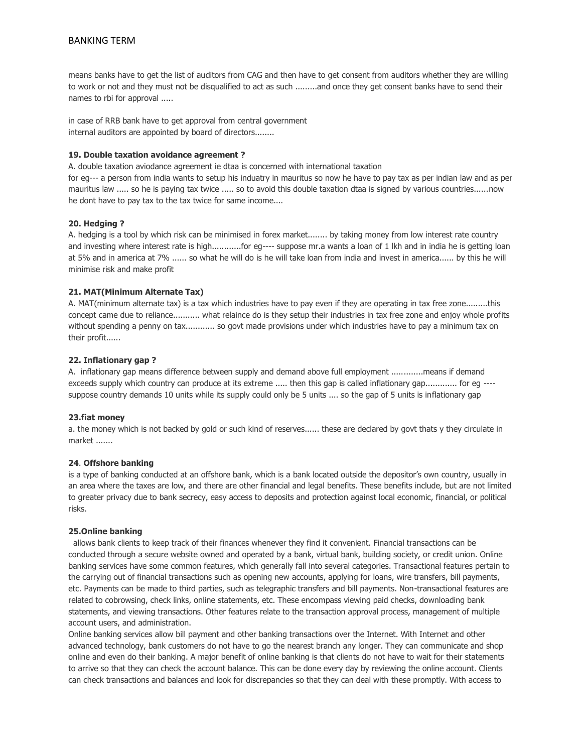means banks have to get the list of auditors from CAG and then have to get consent from auditors whether they are willing to work or not and they must not be disqualified to act as such .........and once they get consent banks have to send their names to rbi for approval .....

in case of RRB bank have to get approval from central government
internal auditors are appointed by board of directors........

**19. Double taxation avoidance agreement ?**

A. double taxation aviodance agreement ie dtaa is concerned with international taxation
for eg--- a person from india wants to setup his induatry in mauritus so now he have to pay tax as per indian law and as per mauritus law ..... so he is paying tax twice ..... so to avoid this double taxation dtaa is signed by various countries......now he dont have to pay tax to the tax twice for same income....

**20. Hedging ?**

A. hedging is a tool by which risk can be minimised in forex market........ by taking money from low interest rate country and investing where interest rate is high...........for eg---- suppose mr.a wants a loan of 1 lkh and in india he is getting loan at 5% and in america at 7% ...... so what he will do is he will take loan from india and invest in america...... by this he will minimise risk and make profit

**21. MAT(Minimum Alternate Tax)**

A. MAT(minimum alternate tax) is a tax which industries have to pay even if they are operating in tax free zone.........this concept came due to reliance........... what relaince do is they setup their industries in tax free zone and enjoy whole profits without spending a penny on tax........... so govt made provisions under which industries have to pay a minimum tax on their profit......

**22. Inflationary gap ?**

A. inflationary gap means difference between supply and demand above full employment .............means if demand exceeds supply which country can produce at its extreme ..... then this gap is called inflationary gap............ for eg ---- suppose country demands 10 units while its supply could only be 5 units .... so the gap of 5 units is inflationary gap

**23.fiat money**

a. the money which is not backed by gold or such kind of reserves...... these are declared by govt thats y they circulate in market .......

**24**. **Offshore banking**

is a type of banking conducted at an offshore bank, which is a bank located outside the depositor's own country, usually in an area where the taxes are low, and there are other financial and legal benefits. These benefits include, but are not limited to greater privacy due to bank secrecy, easy access to deposits and protection against local economic, financial, or political risks.

**25.Online banking**

allows bank clients to keep track of their finances whenever they find it convenient. Financial transactions can be conducted through a secure website owned and operated by a bank, virtual bank, building society, or credit union. Online banking services have some common features, which generally fall into several categories. Transactional features pertain to the carrying out of financial transactions such as opening new accounts, applying for loans, wire transfers, bill payments, etc. Payments can be made to third parties, such as telegraphic transfers and bill payments. Non-transactional features are related to cobrowsing, check links, online statements, etc. These encompass viewing paid checks, downloading bank statements, and viewing transactions. Other features relate to the transaction approval process, management of multiple account users, and administration.

Online banking services allow bill payment and other banking transactions over the Internet. With Internet and other advanced technology, bank customers do not have to go the nearest branch any longer. They can communicate and shop online and even do their banking. A major benefit of online banking is that clients do not have to wait for their statements to arrive so that they can check the account balance. This can be done every day by reviewing the online account. Clients can check transactions and balances and look for discrepancies so that they can deal with these promptly. With access to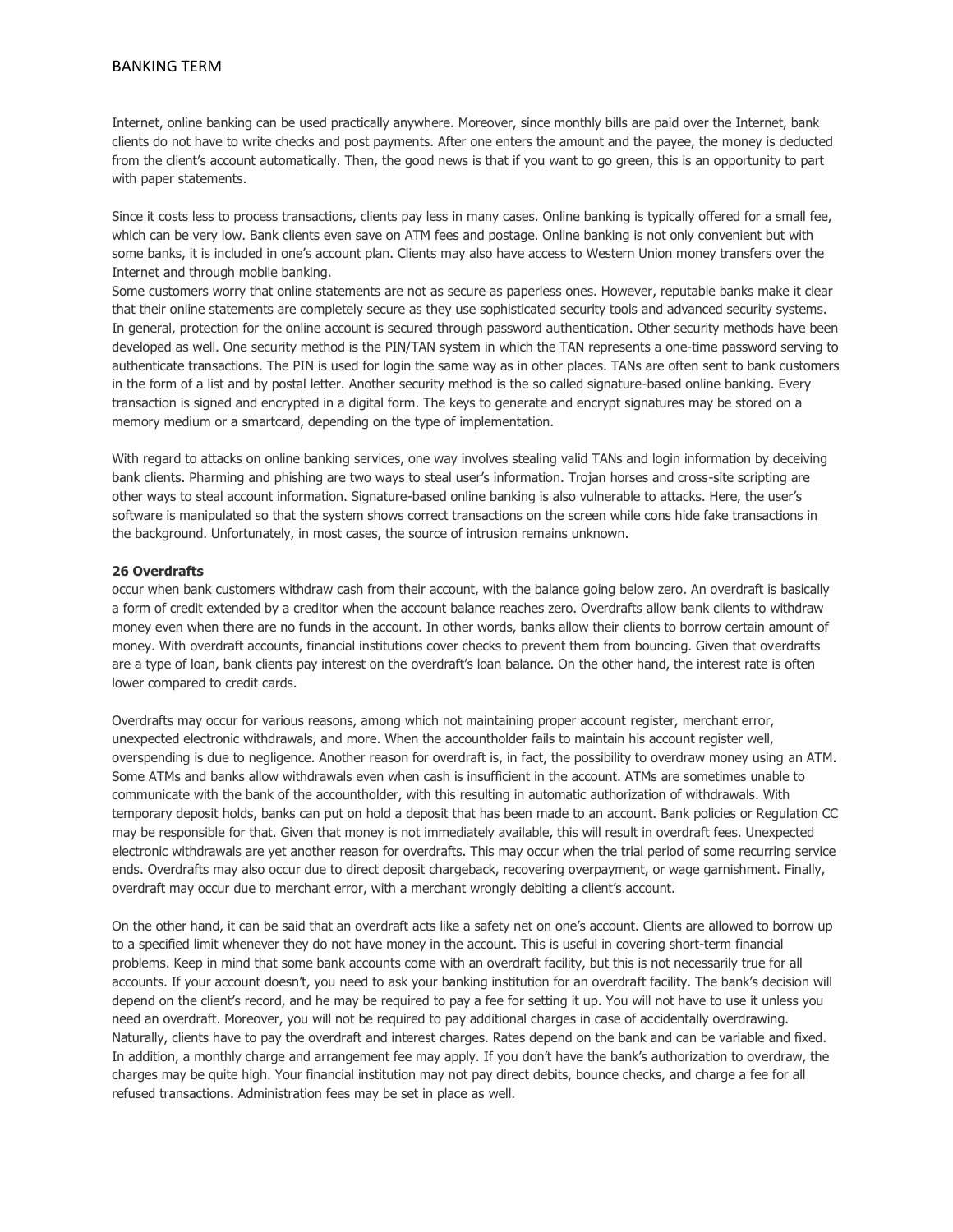Internet, online banking can be used practically anywhere. Moreover, since monthly bills are paid over the Internet, bank clients do not have to write checks and post payments. After one enters the amount and the payee, the money is deducted from the client's account automatically. Then, the good news is that if you want to go green, this is an opportunity to part with paper statements.

Since it costs less to process transactions, clients pay less in many cases. Online banking is typically offered for a small fee, which can be very low. Bank clients even save on ATM fees and postage. Online banking is not only convenient but with some banks, it is included in one's account plan. Clients may also have access to Western Union money transfers over the Internet and through mobile banking.
Some customers worry that online statements are not as secure as paperless ones. However, reputable banks make it clear that their online statements are completely secure as they use sophisticated security tools and advanced security systems. In general, protection for the online account is secured through password authentication. Other security methods have been developed as well. One security method is the PIN/TAN system in which the TAN represents a one-time password serving to authenticate transactions. The PIN is used for login the same way as in other places. TANs are often sent to bank customers in the form of a list and by postal letter. Another security method is the so called signature-based online banking. Every transaction is signed and encrypted in a digital form. The keys to generate and encrypt signatures may be stored on a memory medium or a smartcard, depending on the type of implementation.

With regard to attacks on online banking services, one way involves stealing valid TANs and login information by deceiving bank clients. Pharming and phishing are two ways to steal user's information. Trojan horses and cross-site scripting are other ways to steal account information. Signature-based online banking is also vulnerable to attacks. Here, the user's software is manipulated so that the system shows correct transactions on the screen while cons hide fake transactions in the background. Unfortunately, in most cases, the source of intrusion remains unknown.

**26 Overdrafts**
occur when bank customers withdraw cash from their account, with the balance going below zero. An overdraft is basically a form of credit extended by a creditor when the account balance reaches zero. Overdrafts allow bank clients to withdraw money even when there are no funds in the account. In other words, banks allow their clients to borrow certain amount of money. With overdraft accounts, financial institutions cover checks to prevent them from bouncing. Given that overdrafts are a type of loan, bank clients pay interest on the overdraft's loan balance. On the other hand, the interest rate is often lower compared to credit cards.

Overdrafts may occur for various reasons, among which not maintaining proper account register, merchant error, unexpected electronic withdrawals, and more. When the accountholder fails to maintain his account register well, overspending is due to negligence. Another reason for overdraft is, in fact, the possibility to overdraw money using an ATM. Some ATMs and banks allow withdrawals even when cash is insufficient in the account. ATMs are sometimes unable to communicate with the bank of the accountholder, with this resulting in automatic authorization of withdrawals. With temporary deposit holds, banks can put on hold a deposit that has been made to an account. Bank policies or Regulation CC may be responsible for that. Given that money is not immediately available, this will result in overdraft fees. Unexpected electronic withdrawals are yet another reason for overdrafts. This may occur when the trial period of some recurring service ends. Overdrafts may also occur due to direct deposit chargeback, recovering overpayment, or wage garnishment. Finally, overdraft may occur due to merchant error, with a merchant wrongly debiting a client's account.

On the other hand, it can be said that an overdraft acts like a safety net on one's account. Clients are allowed to borrow up to a specified limit whenever they do not have money in the account. This is useful in covering short-term financial problems. Keep in mind that some bank accounts come with an overdraft facility, but this is not necessarily true for all accounts. If your account doesn't, you need to ask your banking institution for an overdraft facility. The bank's decision will depend on the client's record, and he may be required to pay a fee for setting it up. You will not have to use it unless you need an overdraft. Moreover, you will not be required to pay additional charges in case of accidentally overdrawing. Naturally, clients have to pay the overdraft and interest charges. Rates depend on the bank and can be variable and fixed. In addition, a monthly charge and arrangement fee may apply. If you don't have the bank's authorization to overdraw, the charges may be quite high. Your financial institution may not pay direct debits, bounce checks, and charge a fee for all refused transactions. Administration fees may be set in place as well.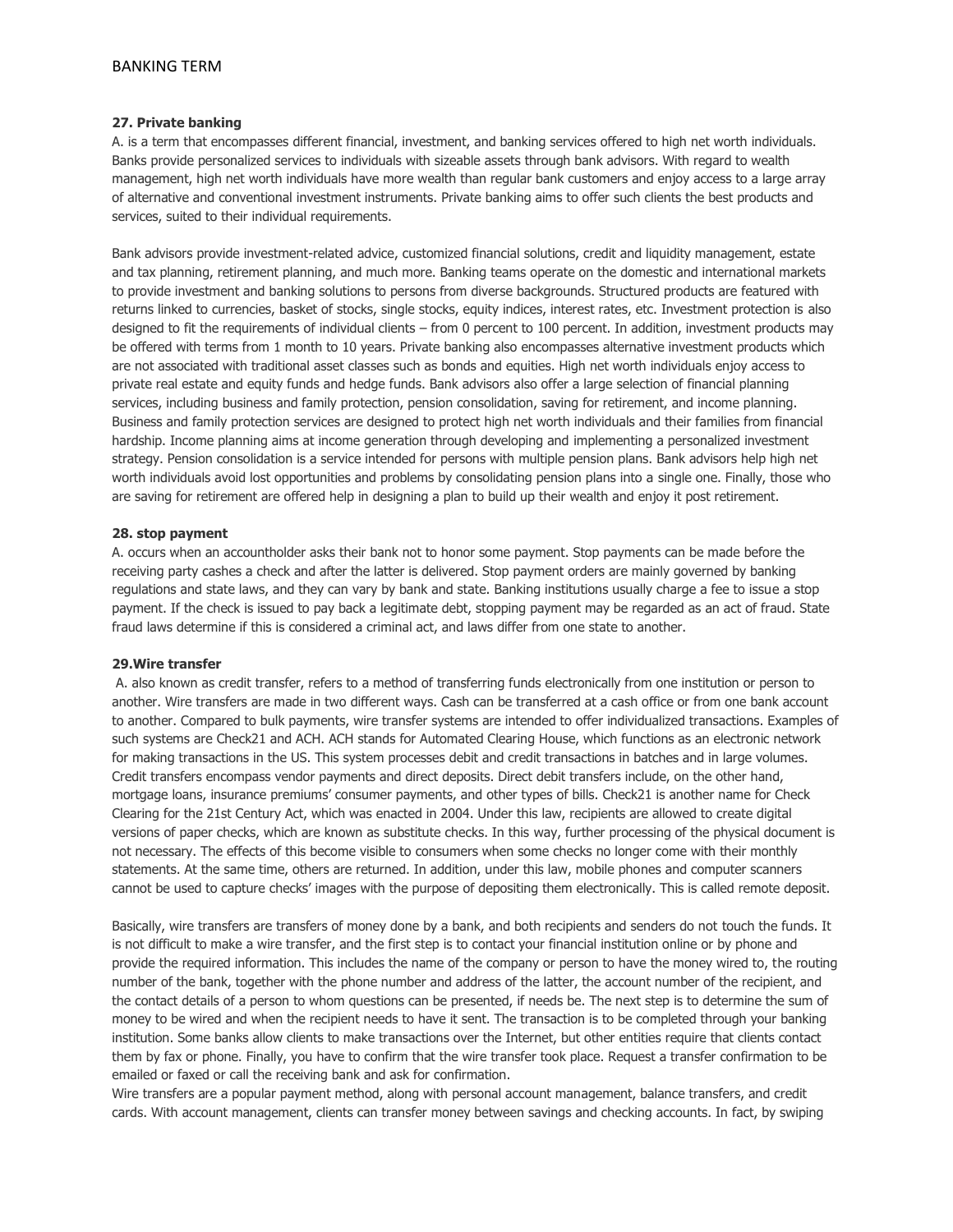**27. Private banking**

A. is a term that encompasses different financial, investment, and banking services offered to high net worth individuals. Banks provide personalized services to individuals with sizeable assets through bank advisors. With regard to wealth management, high net worth individuals have more wealth than regular bank customers and enjoy access to a large array of alternative and conventional investment instruments. Private banking aims to offer such clients the best products and services, suited to their individual requirements.

Bank advisors provide investment-related advice, customized financial solutions, credit and liquidity management, estate and tax planning, retirement planning, and much more. Banking teams operate on the domestic and international markets to provide investment and banking solutions to persons from diverse backgrounds. Structured products are featured with returns linked to currencies, basket of stocks, single stocks, equity indices, interest rates, etc. Investment protection is also designed to fit the requirements of individual clients – from 0 percent to 100 percent. In addition, investment products may be offered with terms from 1 month to 10 years. Private banking also encompasses alternative investment products which are not associated with traditional asset classes such as bonds and equities. High net worth individuals enjoy access to private real estate and equity funds and hedge funds. Bank advisors also offer a large selection of financial planning services, including business and family protection, pension consolidation, saving for retirement, and income planning. Business and family protection services are designed to protect high net worth individuals and their families from financial hardship. Income planning aims at income generation through developing and implementing a personalized investment strategy. Pension consolidation is a service intended for persons with multiple pension plans. Bank advisors help high net worth individuals avoid lost opportunities and problems by consolidating pension plans into a single one. Finally, those who are saving for retirement are offered help in designing a plan to build up their wealth and enjoy it post retirement.

**28. stop payment**

A. occurs when an accountholder asks their bank not to honor some payment. Stop payments can be made before the receiving party cashes a check and after the latter is delivered. Stop payment orders are mainly governed by banking regulations and state laws, and they can vary by bank and state. Banking institutions usually charge a fee to issue a stop payment. If the check is issued to pay back a legitimate debt, stopping payment may be regarded as an act of fraud. State fraud laws determine if this is considered a criminal act, and laws differ from one state to another.

**29.Wire transfer**

A. also known as credit transfer, refers to a method of transferring funds electronically from one institution or person to another. Wire transfers are made in two different ways. Cash can be transferred at a cash office or from one bank account to another. Compared to bulk payments, wire transfer systems are intended to offer individualized transactions. Examples of such systems are Check21 and ACH. ACH stands for Automated Clearing House, which functions as an electronic network for making transactions in the US. This system processes debit and credit transactions in batches and in large volumes. Credit transfers encompass vendor payments and direct deposits. Direct debit transfers include, on the other hand, mortgage loans, insurance premiums' consumer payments, and other types of bills. Check21 is another name for Check Clearing for the 21st Century Act, which was enacted in 2004. Under this law, recipients are allowed to create digital versions of paper checks, which are known as substitute checks. In this way, further processing of the physical document is not necessary. The effects of this become visible to consumers when some checks no longer come with their monthly statements. At the same time, others are returned. In addition, under this law, mobile phones and computer scanners cannot be used to capture checks' images with the purpose of depositing them electronically. This is called remote deposit.

Basically, wire transfers are transfers of money done by a bank, and both recipients and senders do not touch the funds. It is not difficult to make a wire transfer, and the first step is to contact your financial institution online or by phone and provide the required information. This includes the name of the company or person to have the money wired to, the routing number of the bank, together with the phone number and address of the latter, the account number of the recipient, and the contact details of a person to whom questions can be presented, if needs be. The next step is to determine the sum of money to be wired and when the recipient needs to have it sent. The transaction is to be completed through your banking institution. Some banks allow clients to make transactions over the Internet, but other entities require that clients contact them by fax or phone. Finally, you have to confirm that the wire transfer took place. Request a transfer confirmation to be emailed or faxed or call the receiving bank and ask for confirmation.

Wire transfers are a popular payment method, along with personal account management, balance transfers, and credit cards. With account management, clients can transfer money between savings and checking accounts. In fact, by swiping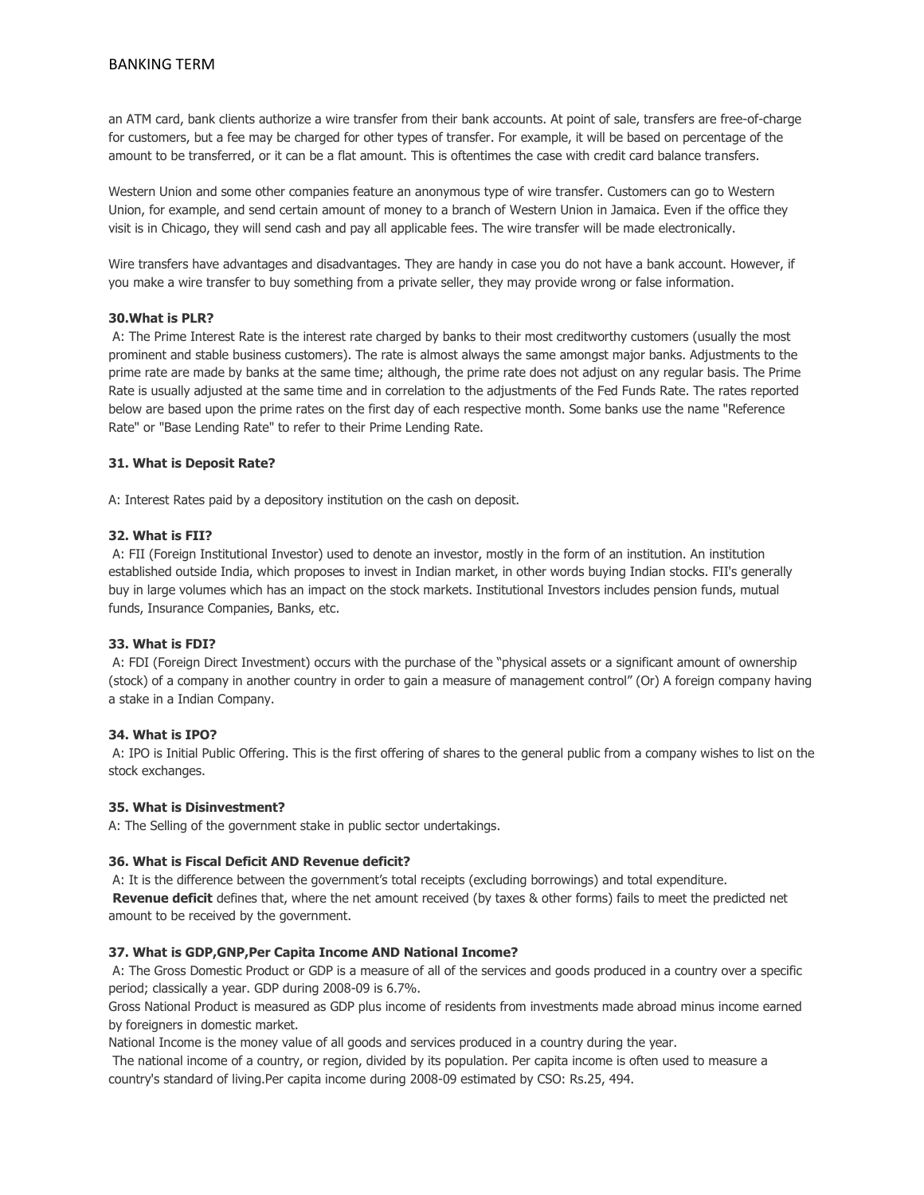an ATM card, bank clients authorize a wire transfer from their bank accounts. At point of sale, transfers are free-of-charge for customers, but a fee may be charged for other types of transfer. For example, it will be based on percentage of the amount to be transferred, or it can be a flat amount. This is oftentimes the case with credit card balance transfers.

Western Union and some other companies feature an anonymous type of wire transfer. Customers can go to Western Union, for example, and send certain amount of money to a branch of Western Union in Jamaica. Even if the office they visit is in Chicago, they will send cash and pay all applicable fees. The wire transfer will be made electronically.

Wire transfers have advantages and disadvantages. They are handy in case you do not have a bank account. However, if you make a wire transfer to buy something from a private seller, they may provide wrong or false information.

**30.What is PLR?**

A: The Prime Interest Rate is the interest rate charged by banks to their most creditworthy customers (usually the most prominent and stable business customers). The rate is almost always the same amongst major banks. Adjustments to the prime rate are made by banks at the same time; although, the prime rate does not adjust on any regular basis. The Prime Rate is usually adjusted at the same time and in correlation to the adjustments of the Fed Funds Rate. The rates reported below are based upon the prime rates on the first day of each respective month. Some banks use the name "Reference Rate" or "Base Lending Rate" to refer to their Prime Lending Rate.

**31. What is Deposit Rate?**

A: Interest Rates paid by a depository institution on the cash on deposit.

**32. What is FII?**

A: FII (Foreign Institutional Investor) used to denote an investor, mostly in the form of an institution. An institution established outside India, which proposes to invest in Indian market, in other words buying Indian stocks. FII's generally buy in large volumes which has an impact on the stock markets. Institutional Investors includes pension funds, mutual funds, Insurance Companies, Banks, etc.

**33. What is FDI?**

A: FDI (Foreign Direct Investment) occurs with the purchase of the "physical assets or a significant amount of ownership (stock) of a company in another country in order to gain a measure of management control" (Or) A foreign company having a stake in a Indian Company.

**34. What is IPO?**

A: IPO is Initial Public Offering. This is the first offering of shares to the general public from a company wishes to list on the stock exchanges.

**35. What is Disinvestment?**

A: The Selling of the government stake in public sector undertakings.

**36. What is Fiscal Deficit AND Revenue deficit?**

A: It is the difference between the government's total receipts (excluding borrowings) and total expenditure.
**Revenue deficit** defines that, where the net amount received (by taxes & other forms) fails to meet the predicted net amount to be received by the government.

**37. What is GDP,GNP,Per Capita Income AND National Income?**

A: The Gross Domestic Product or GDP is a measure of all of the services and goods produced in a country over a specific period; classically a year. GDP during 2008-09 is 6.7%.
Gross National Product is measured as GDP plus income of residents from investments made abroad minus income earned by foreigners in domestic market.
National Income is the money value of all goods and services produced in a country during the year.
The national income of a country, or region, divided by its population. Per capita income is often used to measure a country's standard of living.Per capita income during 2008-09 estimated by CSO: Rs.25, 494.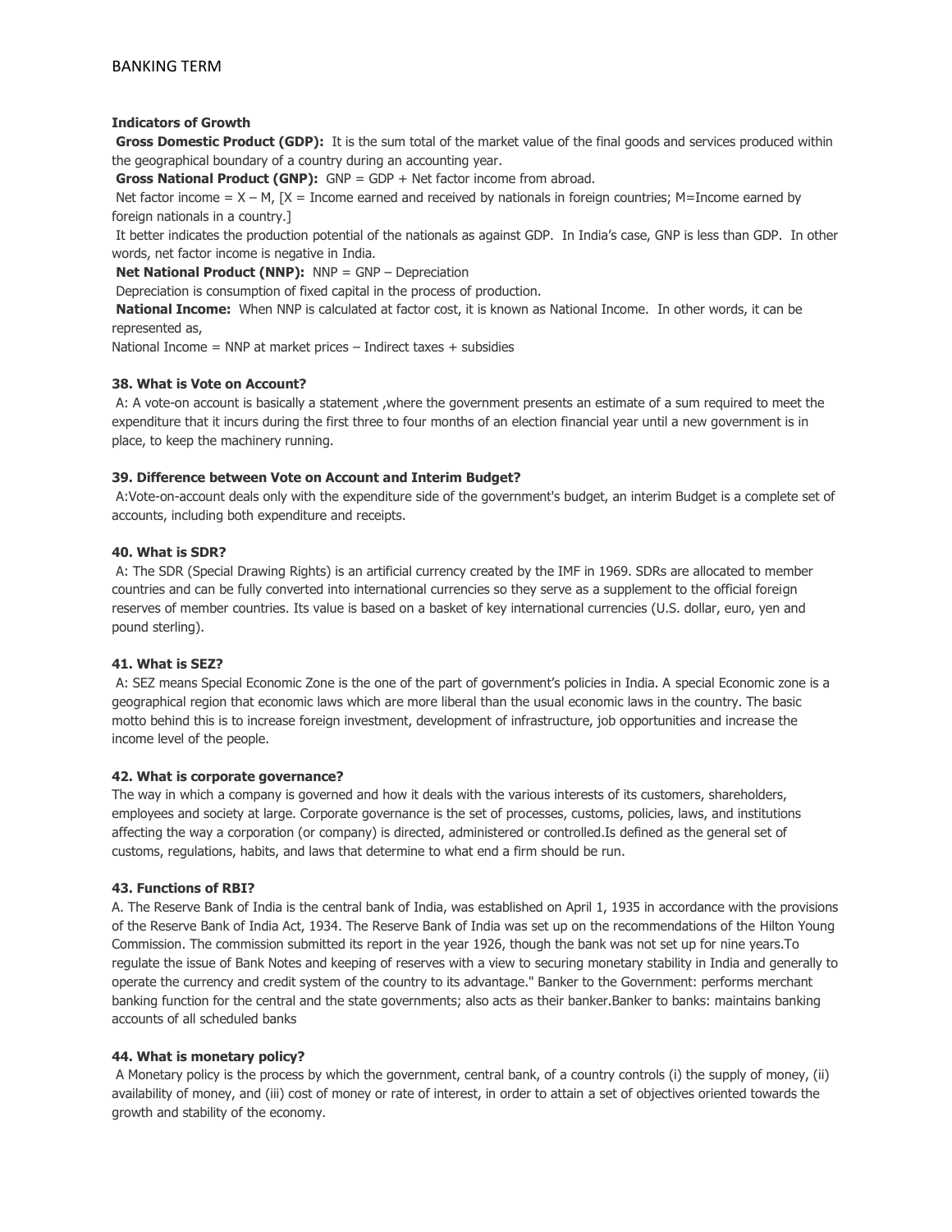**Indicators of Growth**

**Gross Domestic Product (GDP):** It is the sum total of the market value of the final goods and services produced within the geographical boundary of a country during an accounting year.

**Gross National Product (GNP):** GNP = GDP + Net factor income from abroad.

Net factor income = X – M, [X = Income earned and received by nationals in foreign countries; M=Income earned by foreign nationals in a country.]

It better indicates the production potential of the nationals as against GDP. In India's case, GNP is less than GDP. In other words, net factor income is negative in India.

**Net National Product (NNP):** NNP = GNP – Depreciation

Depreciation is consumption of fixed capital in the process of production.

**National Income:** When NNP is calculated at factor cost, it is known as National Income. In other words, it can be represented as,

National Income = NNP at market prices – Indirect taxes + subsidies

**38. What is Vote on Account?**

A: A vote-on account is basically a statement ,where the government presents an estimate of a sum required to meet the expenditure that it incurs during the first three to four months of an election financial year until a new government is in place, to keep the machinery running.

**39. Difference between Vote on Account and Interim Budget?**

A:Vote-on-account deals only with the expenditure side of the government's budget, an interim Budget is a complete set of accounts, including both expenditure and receipts.

**40. What is SDR?**

A: The SDR (Special Drawing Rights) is an artificial currency created by the IMF in 1969. SDRs are allocated to member countries and can be fully converted into international currencies so they serve as a supplement to the official foreign reserves of member countries. Its value is based on a basket of key international currencies (U.S. dollar, euro, yen and pound sterling).

**41. What is SEZ?**

A: SEZ means Special Economic Zone is the one of the part of government's policies in India. A special Economic zone is a geographical region that economic laws which are more liberal than the usual economic laws in the country. The basic motto behind this is to increase foreign investment, development of infrastructure, job opportunities and increase the income level of the people.

**42. What is corporate governance?**

The way in which a company is governed and how it deals with the various interests of its customers, shareholders, employees and society at large. Corporate governance is the set of processes, customs, policies, laws, and institutions affecting the way a corporation (or company) is directed, administered or controlled.Is defined as the general set of customs, regulations, habits, and laws that determine to what end a firm should be run.

**43. Functions of RBI?**

A. The Reserve Bank of India is the central bank of India, was established on April 1, 1935 in accordance with the provisions of the Reserve Bank of India Act, 1934. The Reserve Bank of India was set up on the recommendations of the Hilton Young Commission. The commission submitted its report in the year 1926, though the bank was not set up for nine years.To regulate the issue of Bank Notes and keeping of reserves with a view to securing monetary stability in India and generally to operate the currency and credit system of the country to its advantage." Banker to the Government: performs merchant banking function for the central and the state governments; also acts as their banker.Banker to banks: maintains banking accounts of all scheduled banks

**44. What is monetary policy?**

A Monetary policy is the process by which the government, central bank, of a country controls (i) the supply of money, (ii) availability of money, and (iii) cost of money or rate of interest, in order to attain a set of objectives oriented towards the growth and stability of the economy.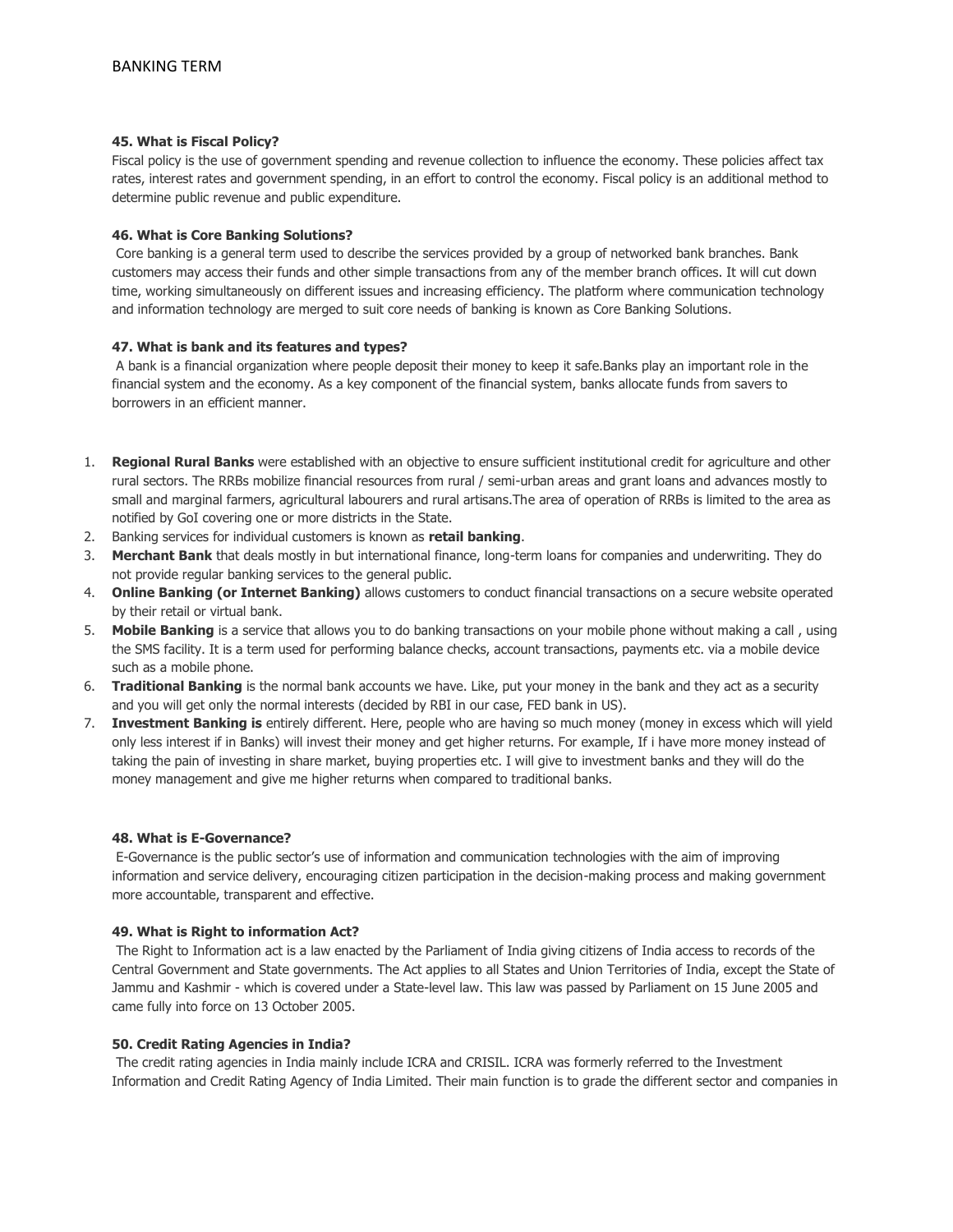### 45. What is Fiscal Policy?

Fiscal policy is the use of government spending and revenue collection to influence the economy. These policies affect tax rates, interest rates and government spending, in an effort to control the economy. Fiscal policy is an additional method to determine public revenue and public expenditure.

### 46. What is Core Banking Solutions?

Core banking is a general term used to describe the services provided by a group of networked bank branches. Bank customers may access their funds and other simple transactions from any of the member branch offices. It will cut down time, working simultaneously on different issues and increasing efficiency. The platform where communication technology and information technology are merged to suit core needs of banking is known as Core Banking Solutions.

### 47. What is bank and its features and types?

A bank is a financial organization where people deposit their money to keep it safe.Banks play an important role in the financial system and the economy. As a key component of the financial system, banks allocate funds from savers to borrowers in an efficient manner.

1. **Regional Rural Banks** were established with an objective to ensure sufficient institutional credit for agriculture and other rural sectors. The RRBs mobilize financial resources from rural / semi-urban areas and grant loans and advances mostly to small and marginal farmers, agricultural labourers and rural artisans.The area of operation of RRBs is limited to the area as notified by GoI covering one or more districts in the State.
2. Banking services for individual customers is known as **retail banking**.
3. **Merchant Bank** that deals mostly in but international finance, long-term loans for companies and underwriting. They do not provide regular banking services to the general public.
4. **Online Banking (or Internet Banking)** allows customers to conduct financial transactions on a secure website operated by their retail or virtual bank.
5. **Mobile Banking** is a service that allows you to do banking transactions on your mobile phone without making a call , using the SMS facility. It is a term used for performing balance checks, account transactions, payments etc. via a mobile device such as a mobile phone.
6. **Traditional Banking** is the normal bank accounts we have. Like, put your money in the bank and they act as a security and you will get only the normal interests (decided by RBI in our case, FED bank in US).
7. **Investment Banking is** entirely different. Here, people who are having so much money (money in excess which will yield only less interest if in Banks) will invest their money and get higher returns. For example, If i have more money instead of taking the pain of investing in share market, buying properties etc. I will give to investment banks and they will do the money management and give me higher returns when compared to traditional banks.

### 48. What is E-Governance?

E-Governance is the public sector's use of information and communication technologies with the aim of improving information and service delivery, encouraging citizen participation in the decision-making process and making government more accountable, transparent and effective.

### 49. What is Right to information Act?

The Right to Information act is a law enacted by the Parliament of India giving citizens of India access to records of the Central Government and State governments. The Act applies to all States and Union Territories of India, except the State of Jammu and Kashmir - which is covered under a State-level law. This law was passed by Parliament on 15 June 2005 and came fully into force on 13 October 2005.

### 50. Credit Rating Agencies in India?

The credit rating agencies in India mainly include ICRA and CRISIL. ICRA was formerly referred to the Investment Information and Credit Rating Agency of India Limited. Their main function is to grade the different sector and companies in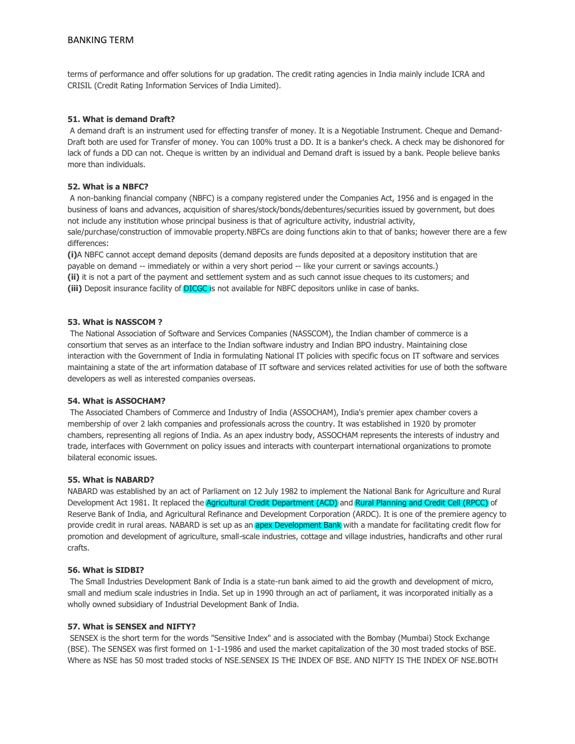terms of performance and offer solutions for up gradation. The credit rating agencies in India mainly include ICRA and CRISIL (Credit Rating Information Services of India Limited).

**51. What is demand Draft?**

A demand draft is an instrument used for effecting transfer of money. It is a Negotiable Instrument. Cheque and Demand-Draft both are used for Transfer of money. You can 100% trust a DD. It is a banker's check. A check may be dishonored for lack of funds a DD can not. Cheque is written by an individual and Demand draft is issued by a bank. People believe banks more than individuals.

**52. What is a NBFC?**

A non-banking financial company (NBFC) is a company registered under the Companies Act, 1956 and is engaged in the business of loans and advances, acquisition of shares/stock/bonds/debentures/securities issued by government, but does not include any institution whose principal business is that of agriculture activity, industrial activity, sale/purchase/construction of immovable property.NBFCs are doing functions akin to that of banks; however there are a few differences:

**(i)**A NBFC cannot accept demand deposits (demand deposits are funds deposited at a depository institution that are payable on demand -- immediately or within a very short period -- like your current or savings accounts.)
**(ii)** it is not a part of the payment and settlement system and as such cannot issue cheques to its customers; and
**(iii)** Deposit insurance facility of DICGC is not available for NBFC depositors unlike in case of banks.

**53. What is NASSCOM ?**

The National Association of Software and Services Companies (NASSCOM), the Indian chamber of commerce is a consortium that serves as an interface to the Indian software industry and Indian BPO industry. Maintaining close interaction with the Government of India in formulating National IT policies with specific focus on IT software and services maintaining a state of the art information database of IT software and services related activities for use of both the software developers as well as interested companies overseas.

**54. What is ASSOCHAM?**

The Associated Chambers of Commerce and Industry of India (ASSOCHAM), India's premier apex chamber covers a membership of over 2 lakh companies and professionals across the country. It was established in 1920 by promoter chambers, representing all regions of India. As an apex industry body, ASSOCHAM represents the interests of industry and trade, interfaces with Government on policy issues and interacts with counterpart international organizations to promote bilateral economic issues.

**55. What is NABARD?**

NABARD was established by an act of Parliament on 12 July 1982 to implement the National Bank for Agriculture and Rural Development Act 1981. It replaced the Agricultural Credit Department (ACD) and Rural Planning and Credit Cell (RPCC) of Reserve Bank of India, and Agricultural Refinance and Development Corporation (ARDC). It is one of the premiere agency to provide credit in rural areas. NABARD is set up as an apex Development Bank with a mandate for facilitating credit flow for promotion and development of agriculture, small-scale industries, cottage and village industries, handicrafts and other rural crafts.

**56. What is SIDBI?**

The Small Industries Development Bank of India is a state-run bank aimed to aid the growth and development of micro, small and medium scale industries in India. Set up in 1990 through an act of parliament, it was incorporated initially as a wholly owned subsidiary of Industrial Development Bank of India.

**57. What is SENSEX and NIFTY?**

SENSEX is the short term for the words "Sensitive Index" and is associated with the Bombay (Mumbai) Stock Exchange (BSE). The SENSEX was first formed on 1-1-1986 and used the market capitalization of the 30 most traded stocks of BSE. Where as NSE has 50 most traded stocks of NSE.SENSEX IS THE INDEX OF BSE. AND NIFTY IS THE INDEX OF NSE.BOTH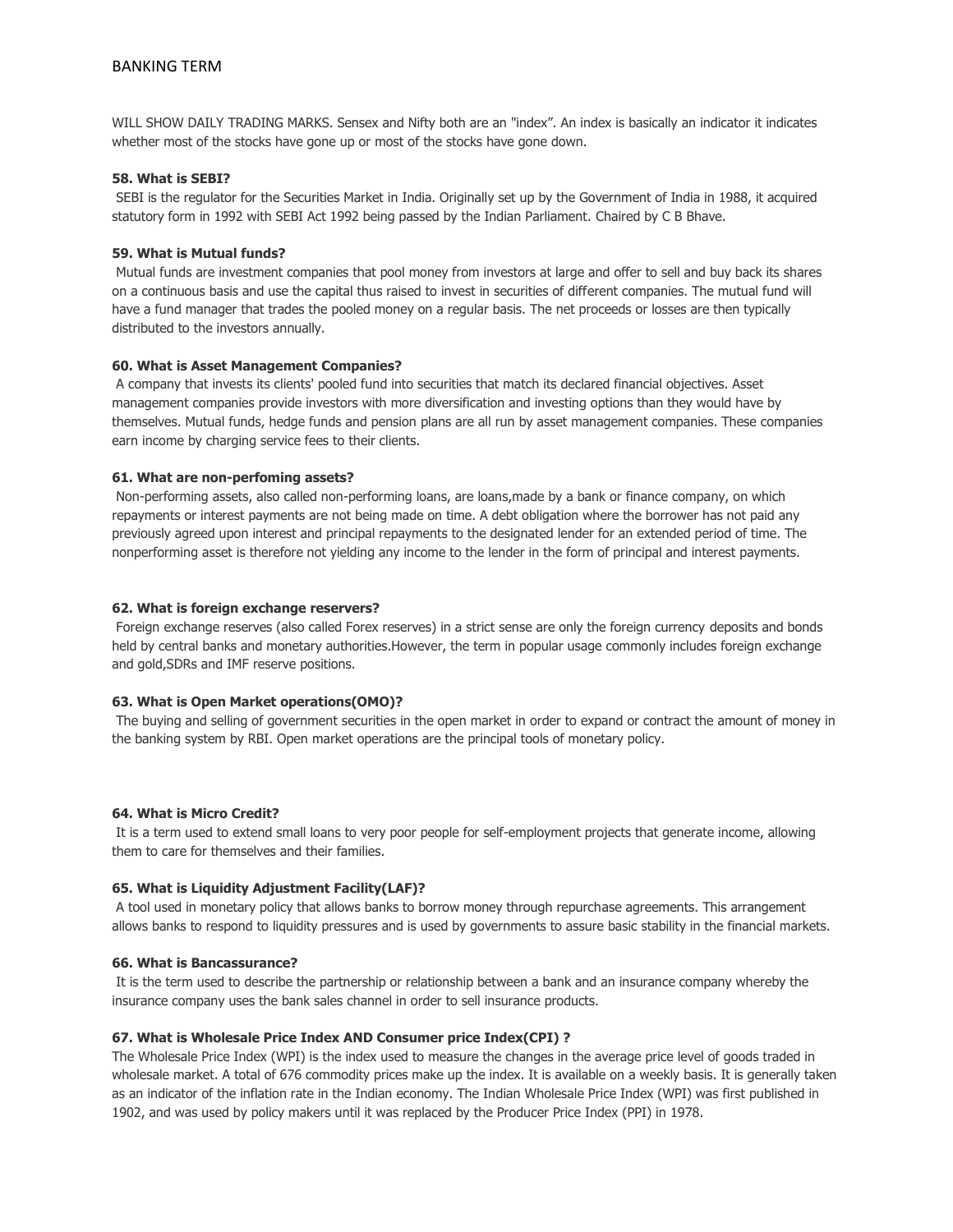WILL SHOW DAILY TRADING MARKS. Sensex and Nifty both are an "index". An index is basically an indicator it indicates whether most of the stocks have gone up or most of the stocks have gone down.

**58. What is SEBI?**

SEBI is the regulator for the Securities Market in India. Originally set up by the Government of India in 1988, it acquired statutory form in 1992 with SEBI Act 1992 being passed by the Indian Parliament. Chaired by C B Bhave.

**59. What is Mutual funds?**

Mutual funds are investment companies that pool money from investors at large and offer to sell and buy back its shares on a continuous basis and use the capital thus raised to invest in securities of different companies. The mutual fund will have a fund manager that trades the pooled money on a regular basis. The net proceeds or losses are then typically distributed to the investors annually.

**60. What is Asset Management Companies?**

A company that invests its clients' pooled fund into securities that match its declared financial objectives. Asset management companies provide investors with more diversification and investing options than they would have by themselves. Mutual funds, hedge funds and pension plans are all run by asset management companies. These companies earn income by charging service fees to their clients.

**61. What are non-perfoming assets?**

Non-performing assets, also called non-performing loans, are loans,made by a bank or finance company, on which repayments or interest payments are not being made on time. A debt obligation where the borrower has not paid any previously agreed upon interest and principal repayments to the designated lender for an extended period of time. The nonperforming asset is therefore not yielding any income to the lender in the form of principal and interest payments.

**62. What is foreign exchange reservers?**

Foreign exchange reserves (also called Forex reserves) in a strict sense are only the foreign currency deposits and bonds held by central banks and monetary authorities.However, the term in popular usage commonly includes foreign exchange and gold,SDRs and IMF reserve positions.

**63. What is Open Market operations(OMO)?**

The buying and selling of government securities in the open market in order to expand or contract the amount of money in the banking system by RBI. Open market operations are the principal tools of monetary policy.

**64. What is Micro Credit?**

It is a term used to extend small loans to very poor people for self-employment projects that generate income, allowing them to care for themselves and their families.

**65. What is Liquidity Adjustment Facility(LAF)?**

A tool used in monetary policy that allows banks to borrow money through repurchase agreements. This arrangement allows banks to respond to liquidity pressures and is used by governments to assure basic stability in the financial markets.

**66. What is Bancassurance?**

It is the term used to describe the partnership or relationship between a bank and an insurance company whereby the insurance company uses the bank sales channel in order to sell insurance products.

**67. What is Wholesale Price Index AND Consumer price Index(CPI) ?**

The Wholesale Price Index (WPI) is the index used to measure the changes in the average price level of goods traded in wholesale market. A total of 676 commodity prices make up the index. It is available on a weekly basis. It is generally taken as an indicator of the inflation rate in the Indian economy. The Indian Wholesale Price Index (WPI) was first published in 1902, and was used by policy makers until it was replaced by the Producer Price Index (PPI) in 1978.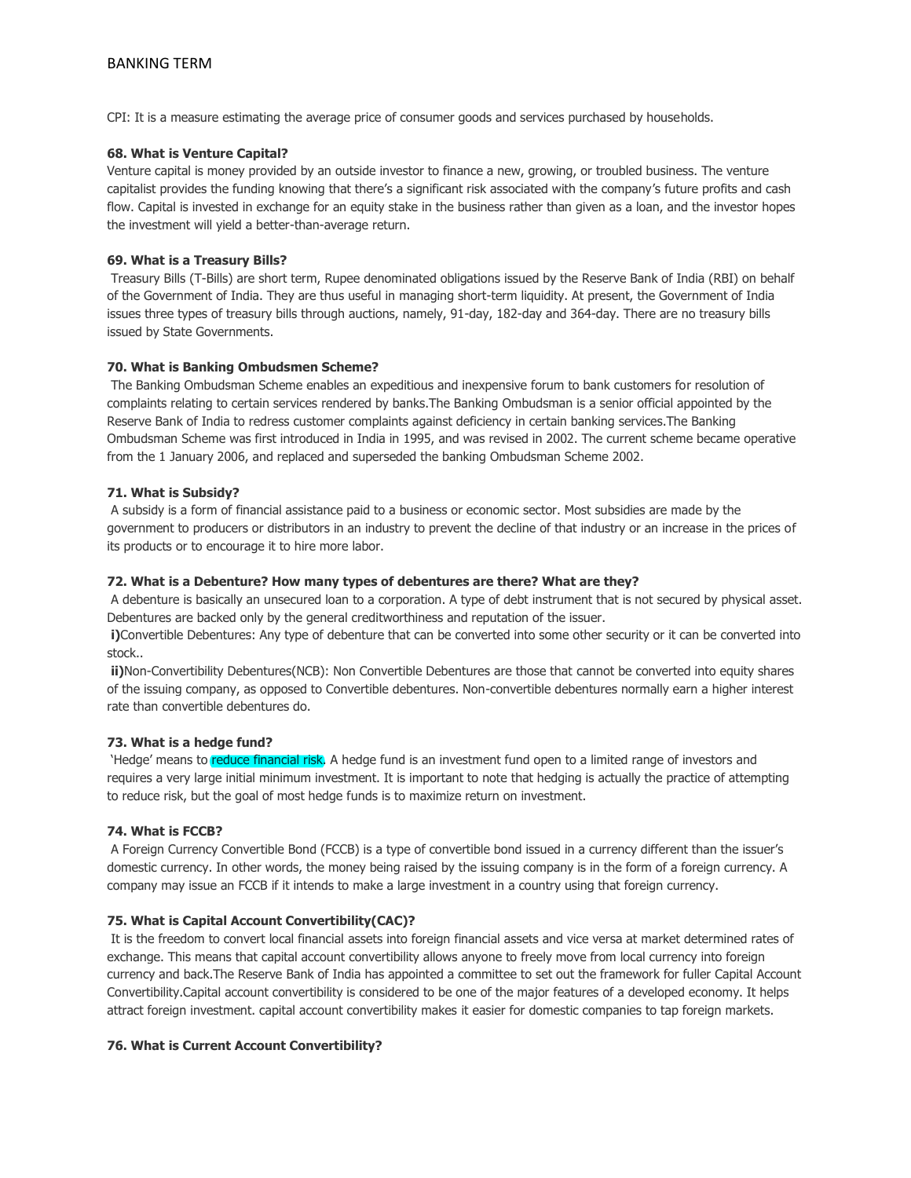CPI: It is a measure estimating the average price of consumer goods and services purchased by households.

**68. What is Venture Capital?**

Venture capital is money provided by an outside investor to finance a new, growing, or troubled business. The venture capitalist provides the funding knowing that there's a significant risk associated with the company's future profits and cash flow. Capital is invested in exchange for an equity stake in the business rather than given as a loan, and the investor hopes the investment will yield a better-than-average return.

**69. What is a Treasury Bills?**

Treasury Bills (T-Bills) are short term, Rupee denominated obligations issued by the Reserve Bank of India (RBI) on behalf of the Government of India. They are thus useful in managing short-term liquidity. At present, the Government of India issues three types of treasury bills through auctions, namely, 91-day, 182-day and 364-day. There are no treasury bills issued by State Governments.

**70. What is Banking Ombudsmen Scheme?**

The Banking Ombudsman Scheme enables an expeditious and inexpensive forum to bank customers for resolution of complaints relating to certain services rendered by banks.The Banking Ombudsman is a senior official appointed by the Reserve Bank of India to redress customer complaints against deficiency in certain banking services.The Banking Ombudsman Scheme was first introduced in India in 1995, and was revised in 2002. The current scheme became operative from the 1 January 2006, and replaced and superseded the banking Ombudsman Scheme 2002.

**71. What is Subsidy?**

A subsidy is a form of financial assistance paid to a business or economic sector. Most subsidies are made by the government to producers or distributors in an industry to prevent the decline of that industry or an increase in the prices of its products or to encourage it to hire more labor.

**72. What is a Debenture? How many types of debentures are there? What are they?**

A debenture is basically an unsecured loan to a corporation. A type of debt instrument that is not secured by physical asset. Debentures are backed only by the general creditworthiness and reputation of the issuer.

**i)**Convertible Debentures: Any type of debenture that can be converted into some other security or it can be converted into stock..

**ii)**Non-Convertibility Debentures(NCB): Non Convertible Debentures are those that cannot be converted into equity shares of the issuing company, as opposed to Convertible debentures. Non-convertible debentures normally earn a higher interest rate than convertible debentures do.

**73. What is a hedge fund?**

'Hedge' means to reduce financial risk. A hedge fund is an investment fund open to a limited range of investors and requires a very large initial minimum investment. It is important to note that hedging is actually the practice of attempting to reduce risk, but the goal of most hedge funds is to maximize return on investment.

**74. What is FCCB?**

A Foreign Currency Convertible Bond (FCCB) is a type of convertible bond issued in a currency different than the issuer's domestic currency. In other words, the money being raised by the issuing company is in the form of a foreign currency. A company may issue an FCCB if it intends to make a large investment in a country using that foreign currency.

**75. What is Capital Account Convertibility(CAC)?**

It is the freedom to convert local financial assets into foreign financial assets and vice versa at market determined rates of exchange. This means that capital account convertibility allows anyone to freely move from local currency into foreign currency and back.The Reserve Bank of India has appointed a committee to set out the framework for fuller Capital Account Convertibility.Capital account convertibility is considered to be one of the major features of a developed economy. It helps attract foreign investment. capital account convertibility makes it easier for domestic companies to tap foreign markets.

**76. What is Current Account Convertibility?**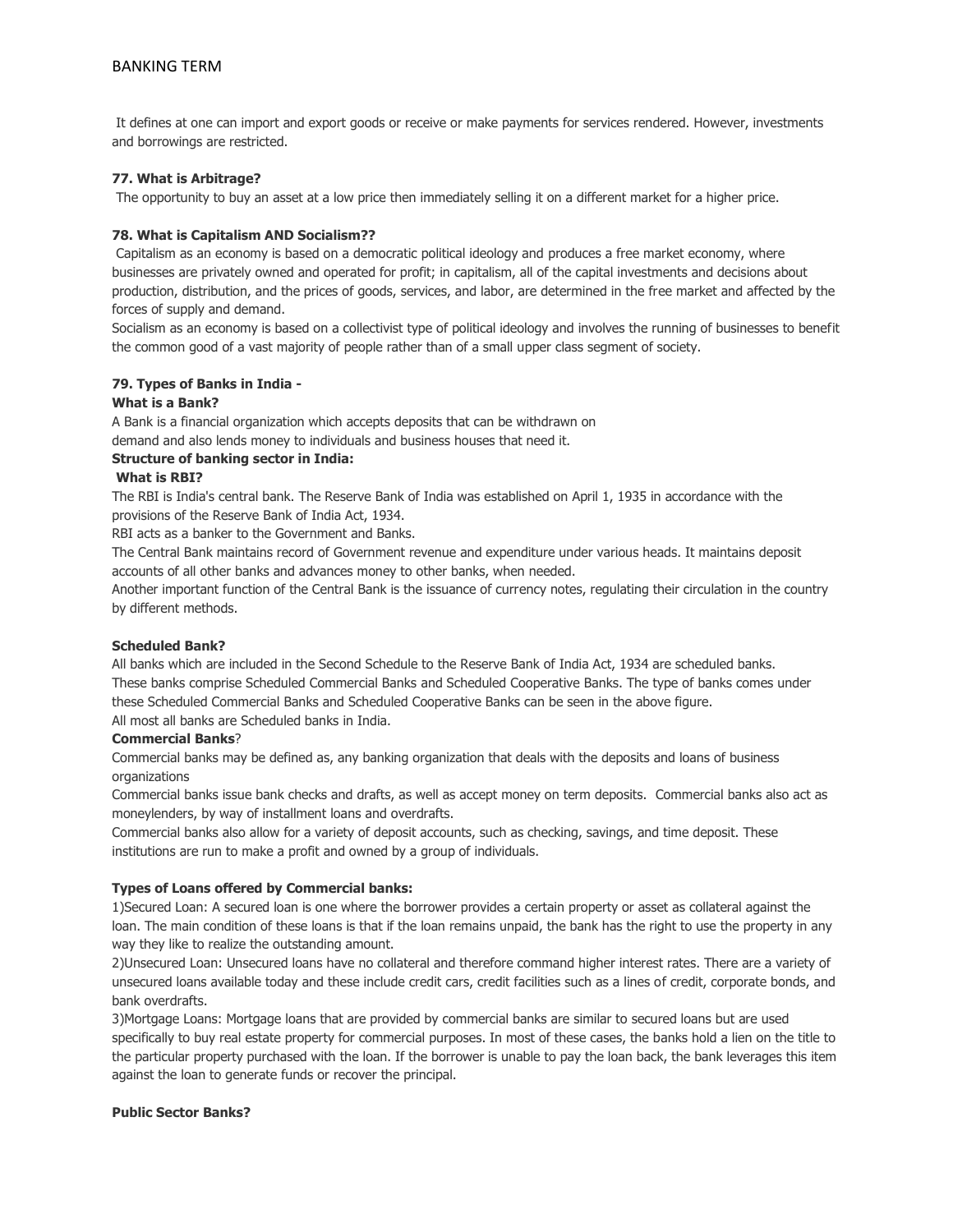It defines at one can import and export goods or receive or make payments for services rendered. However, investments and borrowings are restricted.

**77. What is Arbitrage?**

The opportunity to buy an asset at a low price then immediately selling it on a different market for a higher price.

**78. What is Capitalism AND Socialism??**

Capitalism as an economy is based on a democratic political ideology and produces a free market economy, where businesses are privately owned and operated for profit; in capitalism, all of the capital investments and decisions about production, distribution, and the prices of goods, services, and labor, are determined in the free market and affected by the forces of supply and demand.

Socialism as an economy is based on a collectivist type of political ideology and involves the running of businesses to benefit the common good of a vast majority of people rather than of a small upper class segment of society.

**79. Types of Banks in India -**

**What is a Bank?**

A Bank is a financial organization which accepts deposits that can be withdrawn on demand and also lends money to individuals and business houses that need it.

**Structure of banking sector in India:**

**What is RBI?**

The RBI is India's central bank. The Reserve Bank of India was established on April 1, 1935 in accordance with the provisions of the Reserve Bank of India Act, 1934.

RBI acts as a banker to the Government and Banks.

The Central Bank maintains record of Government revenue and expenditure under various heads. It maintains deposit accounts of all other banks and advances money to other banks, when needed.

Another important function of the Central Bank is the issuance of currency notes, regulating their circulation in the country by different methods.

**Scheduled Bank?**

All banks which are included in the Second Schedule to the Reserve Bank of India Act, 1934 are scheduled banks.

These banks comprise Scheduled Commercial Banks and Scheduled Cooperative Banks. The type of banks comes under these Scheduled Commercial Banks and Scheduled Cooperative Banks can be seen in the above figure.

All most all banks are Scheduled banks in India.

**Commercial Banks**?

Commercial banks may be defined as, any banking organization that deals with the deposits and loans of business organizations

Commercial banks issue bank checks and drafts, as well as accept money on term deposits. Commercial banks also act as moneylenders, by way of installment loans and overdrafts.

Commercial banks also allow for a variety of deposit accounts, such as checking, savings, and time deposit. These institutions are run to make a profit and owned by a group of individuals.

**Types of Loans offered by Commercial banks:**

1)Secured Loan: A secured loan is one where the borrower provides a certain property or asset as collateral against the loan. The main condition of these loans is that if the loan remains unpaid, the bank has the right to use the property in any way they like to realize the outstanding amount.

2)Unsecured Loan: Unsecured loans have no collateral and therefore command higher interest rates. There are a variety of unsecured loans available today and these include credit cars, credit facilities such as a lines of credit, corporate bonds, and bank overdrafts.

3)Mortgage Loans: Mortgage loans that are provided by commercial banks are similar to secured loans but are used specifically to buy real estate property for commercial purposes. In most of these cases, the banks hold a lien on the title to the particular property purchased with the loan. If the borrower is unable to pay the loan back, the bank leverages this item against the loan to generate funds or recover the principal.

**Public Sector Banks?**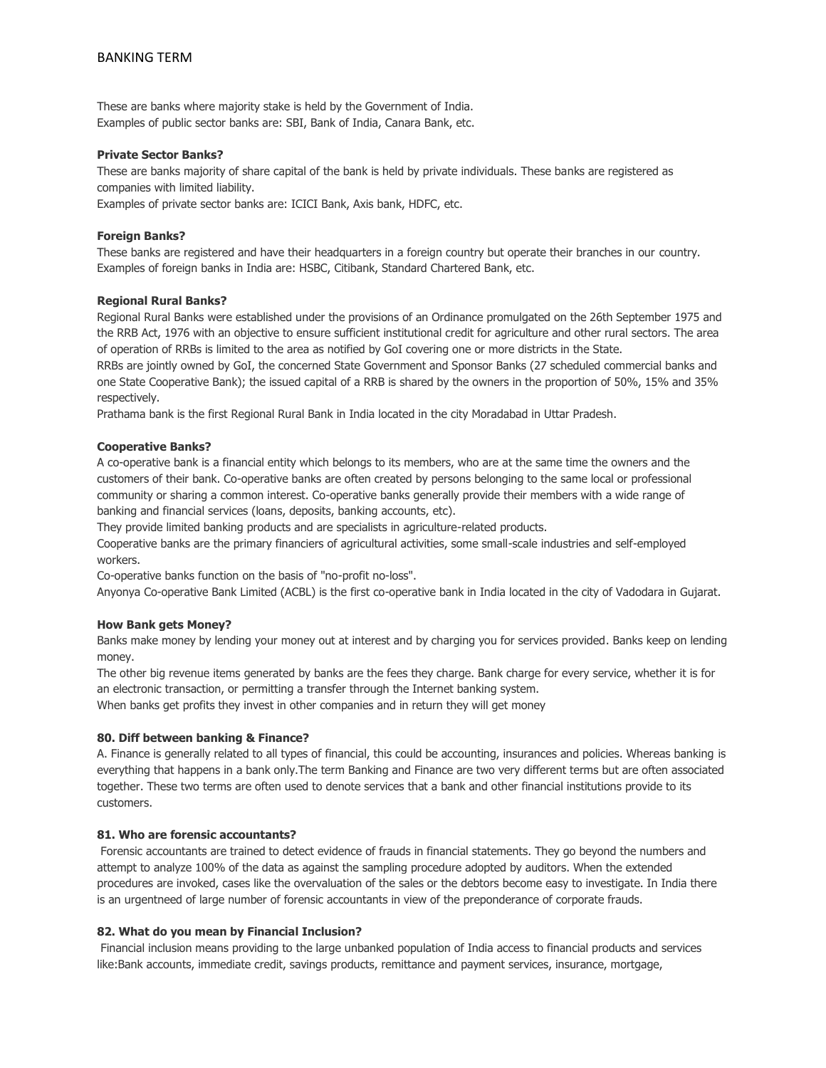These are banks where majority stake is held by the Government of India.
Examples of public sector banks are: SBI, Bank of India, Canara Bank, etc.

**Private Sector Banks?**

These are banks majority of share capital of the bank is held by private individuals. These banks are registered as companies with limited liability.
Examples of private sector banks are: ICICI Bank, Axis bank, HDFC, etc.

**Foreign Banks?**

These banks are registered and have their headquarters in a foreign country but operate their branches in our country.
Examples of foreign banks in India are: HSBC, Citibank, Standard Chartered Bank, etc.

**Regional Rural Banks?**

Regional Rural Banks were established under the provisions of an Ordinance promulgated on the 26th September 1975 and the RRB Act, 1976 with an objective to ensure sufficient institutional credit for agriculture and other rural sectors. The area of operation of RRBs is limited to the area as notified by GoI covering one or more districts in the State.
RRBs are jointly owned by GoI, the concerned State Government and Sponsor Banks (27 scheduled commercial banks and one State Cooperative Bank); the issued capital of a RRB is shared by the owners in the proportion of 50%, 15% and 35% respectively.
Prathama bank is the first Regional Rural Bank in India located in the city Moradabad in Uttar Pradesh.

**Cooperative Banks?**

A co-operative bank is a financial entity which belongs to its members, who are at the same time the owners and the customers of their bank. Co-operative banks are often created by persons belonging to the same local or professional community or sharing a common interest. Co-operative banks generally provide their members with a wide range of banking and financial services (loans, deposits, banking accounts, etc).
They provide limited banking products and are specialists in agriculture-related products.
Cooperative banks are the primary financiers of agricultural activities, some small-scale industries and self-employed workers.
Co-operative banks function on the basis of "no-profit no-loss".
Anyonya Co-operative Bank Limited (ACBL) is the first co-operative bank in India located in the city of Vadodara in Gujarat.

**How Bank gets Money?**

Banks make money by lending your money out at interest and by charging you for services provided. Banks keep on lending money.
The other big revenue items generated by banks are the fees they charge. Bank charge for every service, whether it is for an electronic transaction, or permitting a transfer through the Internet banking system.
When banks get profits they invest in other companies and in return they will get money

**80. Diff between banking & Finance?**

A. Finance is generally related to all types of financial, this could be accounting, insurances and policies. Whereas banking is everything that happens in a bank only.The term Banking and Finance are two very different terms but are often associated together. These two terms are often used to denote services that a bank and other financial institutions provide to its customers.

**81. Who are forensic accountants?**

Forensic accountants are trained to detect evidence of frauds in financial statements. They go beyond the numbers and attempt to analyze 100% of the data as against the sampling procedure adopted by auditors. When the extended procedures are invoked, cases like the overvaluation of the sales or the debtors become easy to investigate. In India there is an urgentneed of large number of forensic accountants in view of the preponderance of corporate frauds.

**82. What do you mean by Financial Inclusion?**

Financial inclusion means providing to the large unbanked population of India access to financial products and services like:Bank accounts, immediate credit, savings products, remittance and payment services, insurance, mortgage,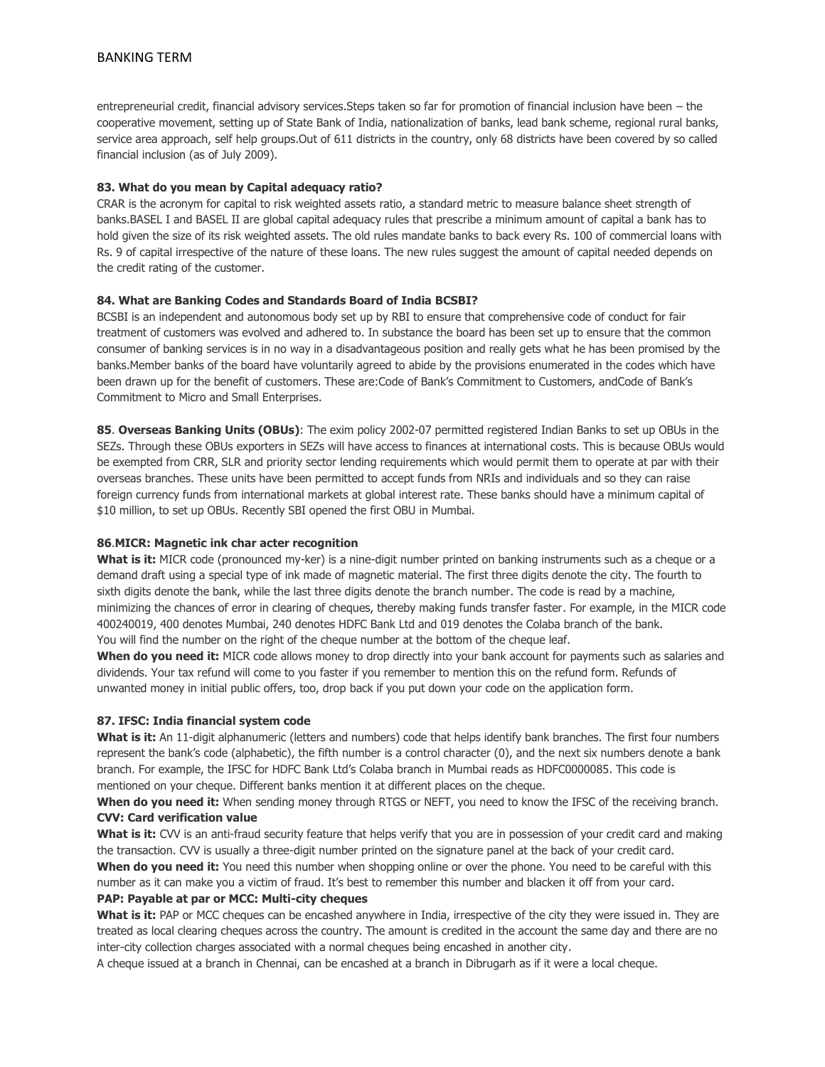entrepreneurial credit, financial advisory services.Steps taken so far for promotion of financial inclusion have been – the cooperative movement, setting up of State Bank of India, nationalization of banks, lead bank scheme, regional rural banks, service area approach, self help groups.Out of 611 districts in the country, only 68 districts have been covered by so called financial inclusion (as of July 2009).

**83. What do you mean by Capital adequacy ratio?**

CRAR is the acronym for capital to risk weighted assets ratio, a standard metric to measure balance sheet strength of banks.BASEL I and BASEL II are global capital adequacy rules that prescribe a minimum amount of capital a bank has to hold given the size of its risk weighted assets. The old rules mandate banks to back every Rs. 100 of commercial loans with Rs. 9 of capital irrespective of the nature of these loans. The new rules suggest the amount of capital needed depends on the credit rating of the customer.

**84. What are Banking Codes and Standards Board of India BCSBI?**

BCSBI is an independent and autonomous body set up by RBI to ensure that comprehensive code of conduct for fair treatment of customers was evolved and adhered to. In substance the board has been set up to ensure that the common consumer of banking services is in no way in a disadvantageous position and really gets what he has been promised by the banks.Member banks of the board have voluntarily agreed to abide by the provisions enumerated in the codes which have been drawn up for the benefit of customers. These are:Code of Bank's Commitment to Customers, andCode of Bank's Commitment to Micro and Small Enterprises.

**85**. **Overseas Banking Units (OBUs)**: The exim policy 2002-07 permitted registered Indian Banks to set up OBUs in the SEZs. Through these OBUs exporters in SEZs will have access to finances at international costs. This is because OBUs would be exempted from CRR, SLR and priority sector lending requirements which would permit them to operate at par with their overseas branches. These units have been permitted to accept funds from NRIs and individuals and so they can raise foreign currency funds from international markets at global interest rate. These banks should have a minimum capital of $10 million, to set up OBUs. Recently SBI opened the first OBU in Mumbai.

**86.MICR: Magnetic ink char acter recognition**

**What is it:** MICR code (pronounced my-ker) is a nine-digit number printed on banking instruments such as a cheque or a demand draft using a special type of ink made of magnetic material. The first three digits denote the city. The fourth to sixth digits denote the bank, while the last three digits denote the branch number. The code is read by a machine, minimizing the chances of error in clearing of cheques, thereby making funds transfer faster. For example, in the MICR code 400240019, 400 denotes Mumbai, 240 denotes HDFC Bank Ltd and 019 denotes the Colaba branch of the bank. You will find the number on the right of the cheque number at the bottom of the cheque leaf.

**When do you need it:** MICR code allows money to drop directly into your bank account for payments such as salaries and dividends. Your tax refund will come to you faster if you remember to mention this on the refund form. Refunds of unwanted money in initial public offers, too, drop back if you put down your code on the application form.

**87. IFSC: India financial system code**

**What is it:** An 11-digit alphanumeric (letters and numbers) code that helps identify bank branches. The first four numbers represent the bank's code (alphabetic), the fifth number is a control character (0), and the next six numbers denote a bank branch. For example, the IFSC for HDFC Bank Ltd's Colaba branch in Mumbai reads as HDFC0000085. This code is mentioned on your cheque. Different banks mention it at different places on the cheque.

**When do you need it:** When sending money through RTGS or NEFT, you need to know the IFSC of the receiving branch.

**CVV: Card verification value**

**What is it:** CVV is an anti-fraud security feature that helps verify that you are in possession of your credit card and making the transaction. CVV is usually a three-digit number printed on the signature panel at the back of your credit card.

**When do you need it:** You need this number when shopping online or over the phone. You need to be careful with this number as it can make you a victim of fraud. It's best to remember this number and blacken it off from your card.

**PAP: Payable at par or MCC: Multi-city cheques**

**What is it:** PAP or MCC cheques can be encashed anywhere in India, irrespective of the city they were issued in. They are treated as local clearing cheques across the country. The amount is credited in the account the same day and there are no inter-city collection charges associated with a normal cheques being encashed in another city.

A cheque issued at a branch in Chennai, can be encashed at a branch in Dibrugarh as if it were a local cheque.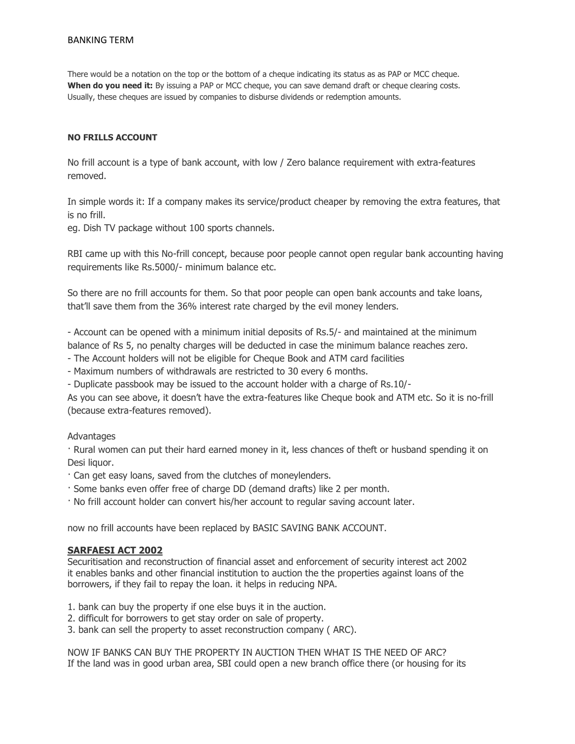There would be a notation on the top or the bottom of a cheque indicating its status as as PAP or MCC cheque.
**When do you need it:** By issuing a PAP or MCC cheque, you can save demand draft or cheque clearing costs. Usually, these cheques are issued by companies to disburse dividends or redemption amounts.

**NO FRILLS ACCOUNT**

No frill account is a type of bank account, with low / Zero balance requirement with extra-features removed.

In simple words it: If a company makes its service/product cheaper by removing the extra features, that is no frill.
eg. Dish TV package without 100 sports channels.

RBI came up with this No-frill concept, because poor people cannot open regular bank accounting having requirements like Rs.5000/- minimum balance etc.

So there are no frill accounts for them. So that poor people can open bank accounts and take loans, that'll save them from the 36% interest rate charged by the evil money lenders.

- Account can be opened with a minimum initial deposits of Rs.5/- and maintained at the minimum balance of Rs 5, no penalty charges will be deducted in case the minimum balance reaches zero.
- The Account holders will not be eligible for Cheque Book and ATM card facilities
- Maximum numbers of withdrawals are restricted to 30 every 6 months.
- Duplicate passbook may be issued to the account holder with a charge of Rs.10/-

As you can see above, it doesn't have the extra-features like Cheque book and ATM etc. So it is no-frill (because extra-features removed).

Advantages

- Rural women can put their hard earned money in it, less chances of theft or husband spending it on Desi liquor.
- Can get easy loans, saved from the clutches of moneylenders.
- Some banks even offer free of charge DD (demand drafts) like 2 per month.
- No frill account holder can convert his/her account to regular saving account later.

now no frill accounts have been replaced by BASIC SAVING BANK ACCOUNT.

**SARFAESI ACT 2002**

Securitisation and reconstruction of financial asset and enforcement of security interest act 2002
it enables banks and other financial institution to auction the the properties against loans of the borrowers, if they fail to repay the loan. it helps in reducing NPA.

1. bank can buy the property if one else buys it in the auction.
2. difficult for borrowers to get stay order on sale of property.
3. bank can sell the property to asset reconstruction company ( ARC).

NOW IF BANKS CAN BUY THE PROPERTY IN AUCTION THEN WHAT IS THE NEED OF ARC?
If the land was in good urban area, SBI could open a new branch office there (or housing for its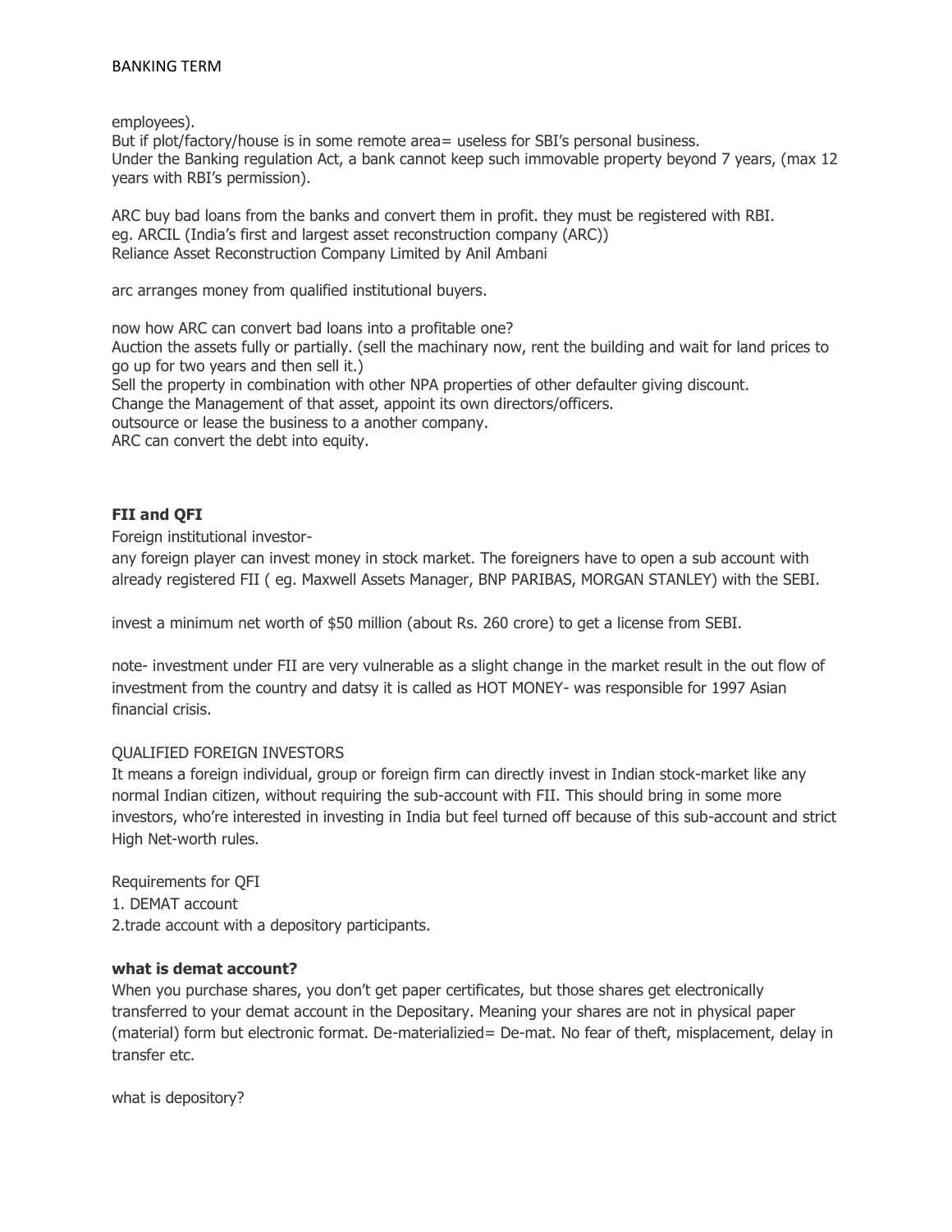employees).
But if plot/factory/house is in some remote area= useless for SBI's personal business.
Under the Banking regulation Act, a bank cannot keep such immovable property beyond 7 years, (max 12 years with RBI's permission).

ARC buy bad loans from the banks and convert them in profit. they must be registered with RBI.
eg. ARCIL (India's first and largest asset reconstruction company (ARC))
Reliance Asset Reconstruction Company Limited by Anil Ambani

arc arranges money from qualified institutional buyers.

now how ARC can convert bad loans into a profitable one?
Auction the assets fully or partially. (sell the machinary now, rent the building and wait for land prices to go up for two years and then sell it.)
Sell the property in combination with other NPA properties of other defaulter giving discount.
Change the Management of that asset, appoint its own directors/officers.
outsource or lease the business to a another company.
ARC can convert the debt into equity.

**FII and QFI**

Foreign institutional investor-
any foreign player can invest money in stock market. The foreigners have to open a sub account with already registered FII ( eg. Maxwell Assets Manager, BNP PARIBAS, MORGAN STANLEY) with the SEBI.

invest a minimum net worth of $50 million (about Rs. 260 crore) to get a license from SEBI.

note- investment under FII are very vulnerable as a slight change in the market result in the out flow of investment from the country and datsy it is called as HOT MONEY- was responsible for 1997 Asian financial crisis.

QUALIFIED FOREIGN INVESTORS
It means a foreign individual, group or foreign firm can directly invest in Indian stock-market like any normal Indian citizen, without requiring the sub-account with FII. This should bring in some more investors, who're interested in investing in India but feel turned off because of this sub-account and strict High Net-worth rules.

Requirements for QFI
1. DEMAT account
2.trade account with a depository participants.

**what is demat account?**

When you purchase shares, you don't get paper certificates, but those shares get electronically transferred to your demat account in the Depositary. Meaning your shares are not in physical paper (material) form but electronic format. De-materializied= De-mat. No fear of theft, misplacement, delay in transfer etc.

what is depository?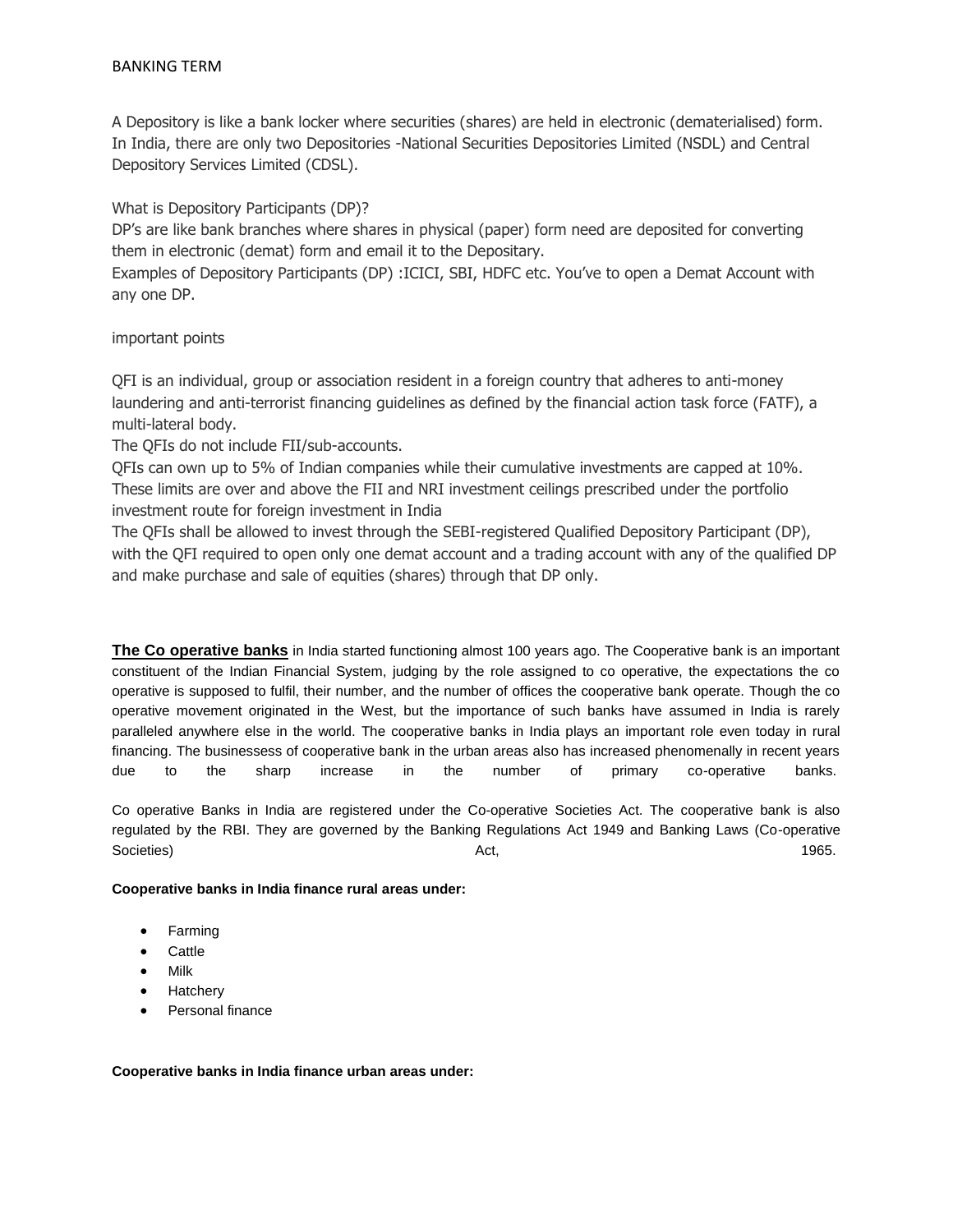BANKING TERM

A Depository is like a bank locker where securities (shares) are held in electronic (dematerialised) form. In India, there are only two Depositories -National Securities Depositories Limited (NSDL) and Central Depository Services Limited (CDSL).

What is Depository Participants (DP)?

DP's are like bank branches where shares in physical (paper) form need are deposited for converting them in electronic (demat) form and email it to the Depositary.

Examples of Depository Participants (DP) :ICICI, SBI, HDFC etc. You've to open a Demat Account with any one DP.

important points

QFI is an individual, group or association resident in a foreign country that adheres to anti-money laundering and anti-terrorist financing guidelines as defined by the financial action task force (FATF), a multi-lateral body.

The QFIs do not include FII/sub-accounts.

QFIs can own up to 5% of Indian companies while their cumulative investments are capped at 10%. These limits are over and above the FII and NRI investment ceilings prescribed under the portfolio investment route for foreign investment in India

The QFIs shall be allowed to invest through the SEBI-registered Qualified Depository Participant (DP), with the QFI required to open only one demat account and a trading account with any of the qualified DP and make purchase and sale of equities (shares) through that DP only.

**The Co operative banks** in India started functioning almost 100 years ago. The Cooperative bank is an important constituent of the Indian Financial System, judging by the role assigned to co operative, the expectations the co operative is supposed to fulfil, their number, and the number of offices the cooperative bank operate. Though the co operative movement originated in the West, but the importance of such banks have assumed in India is rarely paralleled anywhere else in the world. The cooperative banks in India plays an important role even today in rural financing. The businessess of cooperative bank in the urban areas also has increased phenomenally in recent years due to the sharp increase in the number of primary co-operative banks.

Co operative Banks in India are registered under the Co-operative Societies Act. The cooperative bank is also regulated by the RBI. They are governed by the Banking Regulations Act 1949 and Banking Laws (Co-operative Societies) Act, 1965.

**Cooperative banks in India finance rural areas under:**

- Farming
- Cattle
- Milk
- Hatchery
- Personal finance

**Cooperative banks in India finance urban areas under:**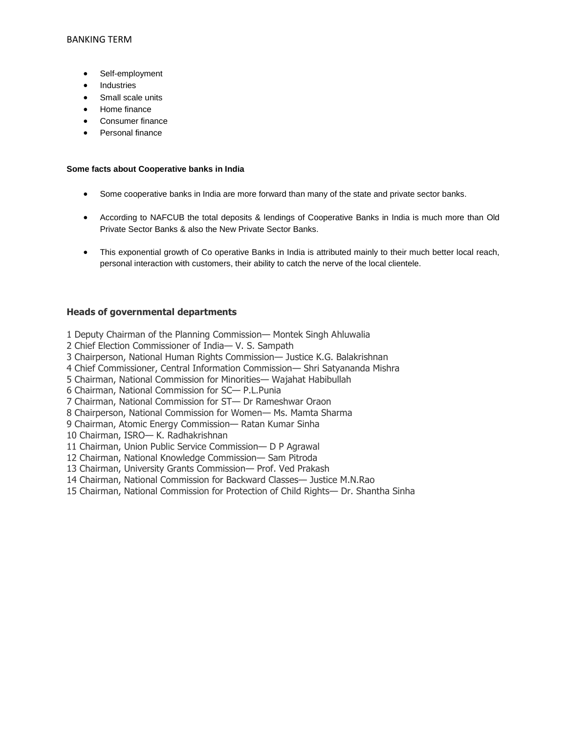- Self-employment
- Industries
- Small scale units
- Home finance
- Consumer finance
- Personal finance

**Some facts about Cooperative banks in India**

- Some cooperative banks in India are more forward than many of the state and private sector banks.
- According to NAFCUB the total deposits & lendings of Cooperative Banks in India is much more than Old Private Sector Banks & also the New Private Sector Banks.
- This exponential growth of Co operative Banks in India is attributed mainly to their much better local reach, personal interaction with customers, their ability to catch the nerve of the local clientele.

## Heads of governmental departments

1 Deputy Chairman of the Planning Commission— Montek Singh Ahluwalia
2 Chief Election Commissioner of India— V. S. Sampath
3 Chairperson, National Human Rights Commission— Justice K.G. Balakrishnan
4 Chief Commissioner, Central Information Commission— Shri Satyananda Mishra
5 Chairman, National Commission for Minorities— Wajahat Habibullah
6 Chairman, National Commission for SC— P.L.Punia
7 Chairman, National Commission for ST— Dr Rameshwar Oraon
8 Chairperson, National Commission for Women— Ms. Mamta Sharma
9 Chairman, Atomic Energy Commission— Ratan Kumar Sinha
10 Chairman, ISRO— K. Radhakrishnan
11 Chairman, Union Public Service Commission— D P Agrawal
12 Chairman, National Knowledge Commission— Sam Pitroda
13 Chairman, University Grants Commission— Prof. Ved Prakash
14 Chairman, National Commission for Backward Classes— Justice M.N.Rao
15 Chairman, National Commission for Protection of Child Rights— Dr. Shantha Sinha